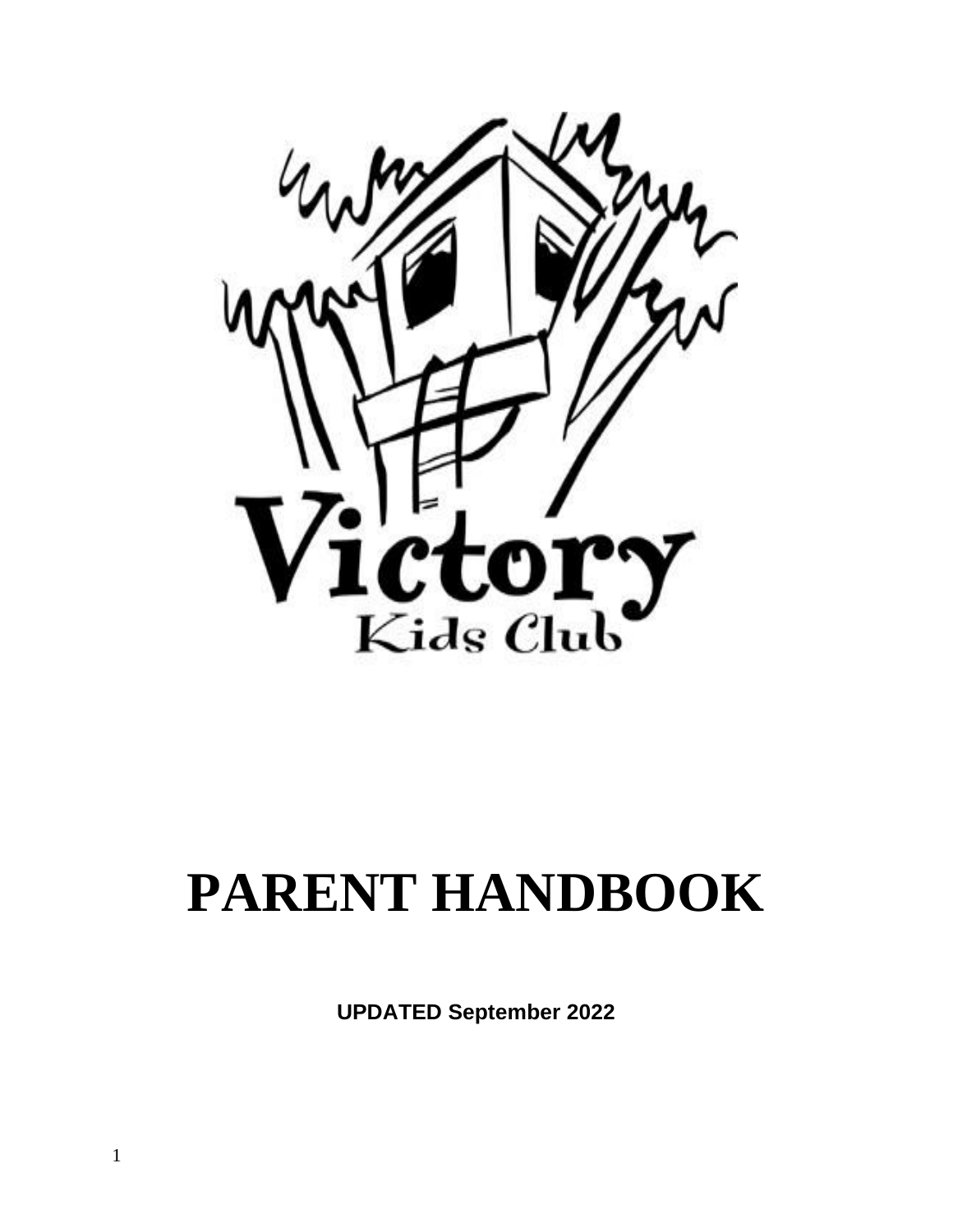Victory

Kids Club

# PARENT HANDBOOK

**UPDATED September 2022**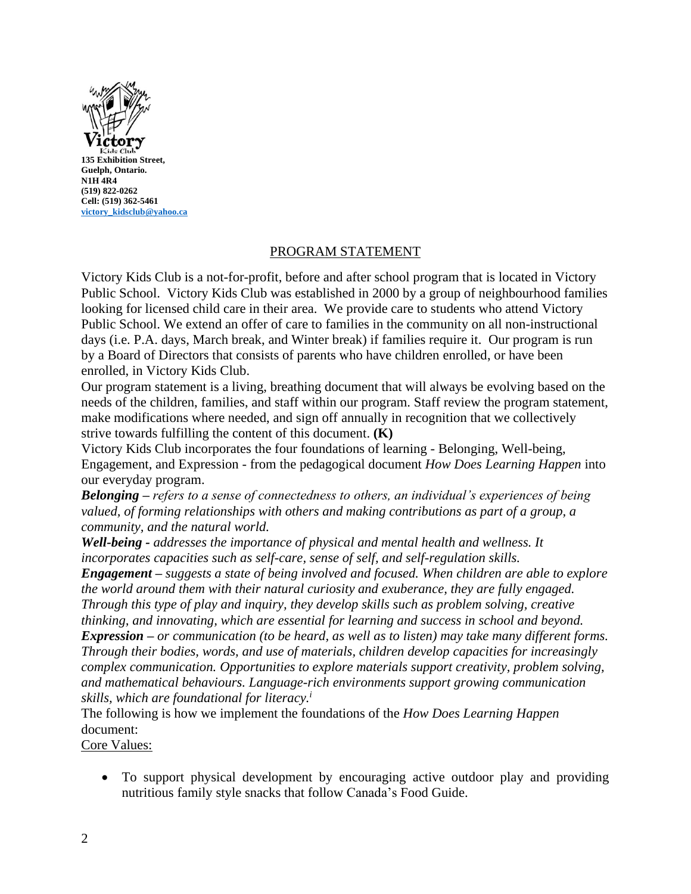**135 Exhibition Street,**
**Guelph, Ontario.**
**N1H 4R4**
**(519) 822-0262**
**Cell: (519) 362-5461**
**victory_kidsclub@yahoo.ca**

## PROGRAM STATEMENT

Victory Kids Club is a not-for-profit, before and after school program that is located in Victory Public School. Victory Kids Club was established in 2000 by a group of neighbourhood families looking for licensed child care in their area. We provide care to students who attend Victory Public School. We extend an offer of care to families in the community on all non-instructional days (i.e. P.A. days, March break, and Winter break) if families require it. Our program is run by a Board of Directors that consists of parents who have children enrolled, or have been enrolled, in Victory Kids Club.

Our program statement is a living, breathing document that will always be evolving based on the needs of the children, families, and staff within our program. Staff review the program statement, make modifications where needed, and sign off annually in recognition that we collectively strive towards fulfilling the content of this document. **(K)**

Victory Kids Club incorporates the four foundations of learning - Belonging, Well-being, Engagement, and Expression - from the pedagogical document *How Does Learning Happen* into our everyday program.

***Belonging*** *– refers to a sense of connectedness to others, an individual's experiences of being valued, of forming relationships with others and making contributions as part of a group, a community, and the natural world.*

***Well-being*** *- addresses the importance of physical and mental health and wellness. It incorporates capacities such as self-care, sense of self, and self-regulation skills.*

***Engagement*** *– suggests a state of being involved and focused. When children are able to explore the world around them with their natural curiosity and exuberance, they are fully engaged. Through this type of play and inquiry, they develop skills such as problem solving, creative thinking, and innovating, which are essential for learning and success in school and beyond.*

***Expression*** *– or communication (to be heard, as well as to listen) may take many different forms. Through their bodies, words, and use of materials, children develop capacities for increasingly complex communication. Opportunities to explore materials support creativity, problem solving, and mathematical behaviours. Language-rich environments support growing communication skills, which are foundational for literacy.*[i]

The following is how we implement the foundations of the *How Does Learning Happen* document:

Core Values:

- To support physical development by encouraging active outdoor play and providing nutritious family style snacks that follow Canada's Food Guide.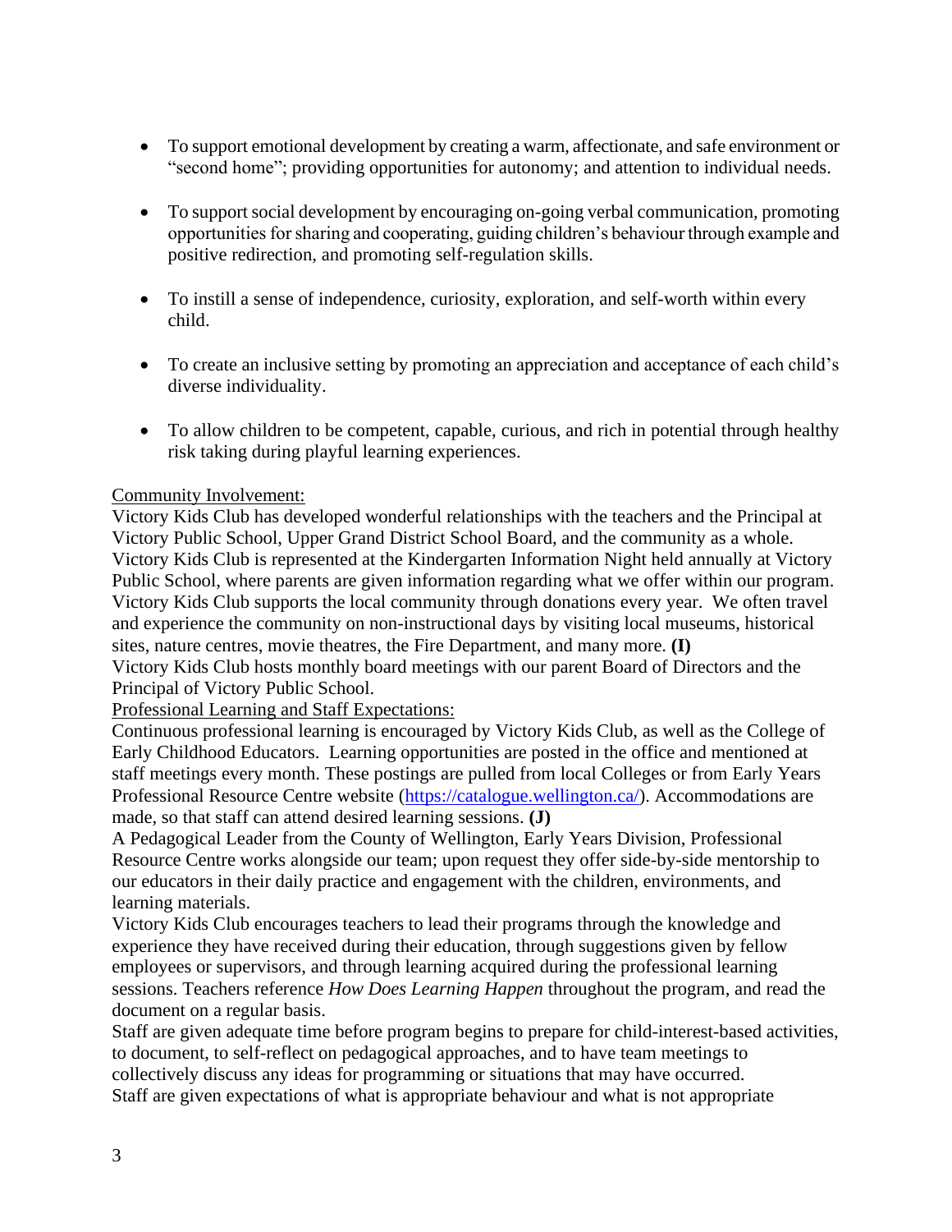- To support emotional development by creating a warm, affectionate, and safe environment or "second home"; providing opportunities for autonomy; and attention to individual needs.

- To support social development by encouraging on-going verbal communication, promoting opportunities for sharing and cooperating, guiding children's behaviour through example and positive redirection, and promoting self-regulation skills.

- To instill a sense of independence, curiosity, exploration, and self-worth within every child.

- To create an inclusive setting by promoting an appreciation and acceptance of each child's diverse individuality.

- To allow children to be competent, capable, curious, and rich in potential through healthy risk taking during playful learning experiences.

<u>Community Involvement:</u>

Victory Kids Club has developed wonderful relationships with the teachers and the Principal at Victory Public School, Upper Grand District School Board, and the community as a whole. Victory Kids Club is represented at the Kindergarten Information Night held annually at Victory Public School, where parents are given information regarding what we offer within our program. Victory Kids Club supports the local community through donations every year. We often travel and experience the community on non-instructional days by visiting local museums, historical sites, nature centres, movie theatres, the Fire Department, and many more. **(I)**

Victory Kids Club hosts monthly board meetings with our parent Board of Directors and the Principal of Victory Public School.

<u>Professional Learning and Staff Expectations:</u>

Continuous professional learning is encouraged by Victory Kids Club, as well as the College of Early Childhood Educators. Learning opportunities are posted in the office and mentioned at staff meetings every month. These postings are pulled from local Colleges or from Early Years Professional Resource Centre website (https://catalogue.wellington.ca/). Accommodations are made, so that staff can attend desired learning sessions. **(J)**

A Pedagogical Leader from the County of Wellington, Early Years Division, Professional Resource Centre works alongside our team; upon request they offer side-by-side mentorship to our educators in their daily practice and engagement with the children, environments, and learning materials.

Victory Kids Club encourages teachers to lead their programs through the knowledge and experience they have received during their education, through suggestions given by fellow employees or supervisors, and through learning acquired during the professional learning sessions. Teachers reference *How Does Learning Happen* throughout the program, and read the document on a regular basis.

Staff are given adequate time before program begins to prepare for child-interest-based activities, to document, to self-reflect on pedagogical approaches, and to have team meetings to collectively discuss any ideas for programming or situations that may have occurred.

Staff are given expectations of what is appropriate behaviour and what is not appropriate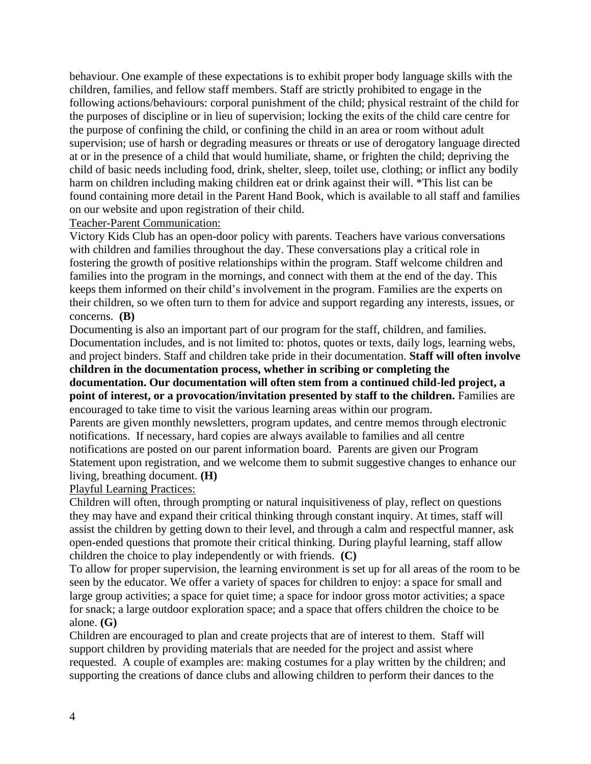behaviour. One example of these expectations is to exhibit proper body language skills with the children, families, and fellow staff members. Staff are strictly prohibited to engage in the following actions/behaviours: corporal punishment of the child; physical restraint of the child for the purposes of discipline or in lieu of supervision; locking the exits of the child care centre for the purpose of confining the child, or confining the child in an area or room without adult supervision; use of harsh or degrading measures or threats or use of derogatory language directed at or in the presence of a child that would humiliate, shame, or frighten the child; depriving the child of basic needs including food, drink, shelter, sleep, toilet use, clothing; or inflict any bodily harm on children including making children eat or drink against their will. *This list can be found containing more detail in the Parent Hand Book, which is available to all staff and families on our website and upon registration of their child.

<u>Teacher-Parent Communication:</u>

Victory Kids Club has an open-door policy with parents. Teachers have various conversations with children and families throughout the day. These conversations play a critical role in fostering the growth of positive relationships within the program. Staff welcome children and families into the program in the mornings, and connect with them at the end of the day. This keeps them informed on their child's involvement in the program. Families are the experts on their children, so we often turn to them for advice and support regarding any interests, issues, or concerns. **(B)**

Documenting is also an important part of our program for the staff, children, and families. Documentation includes, and is not limited to: photos, quotes or texts, daily logs, learning webs, and project binders. Staff and children take pride in their documentation. **Staff will often involve children in the documentation process, whether in scribing or completing the documentation. Our documentation will often stem from a continued child-led project, a point of interest, or a provocation/invitation presented by staff to the children.** Families are encouraged to take time to visit the various learning areas within our program.

Parents are given monthly newsletters, program updates, and centre memos through electronic notifications. If necessary, hard copies are always available to families and all centre notifications are posted on our parent information board. Parents are given our Program Statement upon registration, and we welcome them to submit suggestive changes to enhance our living, breathing document. **(H)**

<u>Playful Learning Practices:</u>

Children will often, through prompting or natural inquisitiveness of play, reflect on questions they may have and expand their critical thinking through constant inquiry. At times, staff will assist the children by getting down to their level, and through a calm and respectful manner, ask open-ended questions that promote their critical thinking. During playful learning, staff allow children the choice to play independently or with friends. **(C)**

To allow for proper supervision, the learning environment is set up for all areas of the room to be seen by the educator. We offer a variety of spaces for children to enjoy: a space for small and large group activities; a space for quiet time; a space for indoor gross motor activities; a space for snack; a large outdoor exploration space; and a space that offers children the choice to be alone. **(G)**

Children are encouraged to plan and create projects that are of interest to them. Staff will support children by providing materials that are needed for the project and assist where requested. A couple of examples are: making costumes for a play written by the children; and supporting the creations of dance clubs and allowing children to perform their dances to the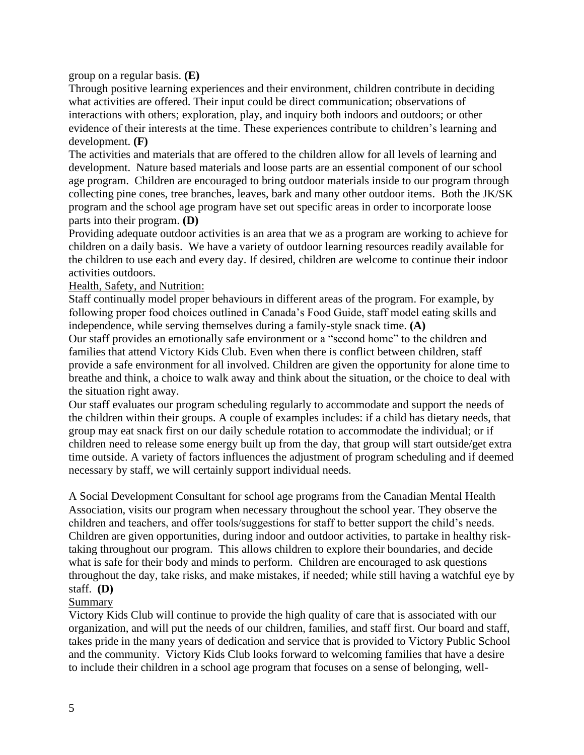group on a regular basis. **(E)**

Through positive learning experiences and their environment, children contribute in deciding what activities are offered. Their input could be direct communication; observations of interactions with others; exploration, play, and inquiry both indoors and outdoors; or other evidence of their interests at the time. These experiences contribute to children's learning and development. **(F)**

The activities and materials that are offered to the children allow for all levels of learning and development. Nature based materials and loose parts are an essential component of our school age program. Children are encouraged to bring outdoor materials inside to our program through collecting pine cones, tree branches, leaves, bark and many other outdoor items. Both the JK/SK program and the school age program have set out specific areas in order to incorporate loose parts into their program. **(D)**

Providing adequate outdoor activities is an area that we as a program are working to achieve for children on a daily basis. We have a variety of outdoor learning resources readily available for the children to use each and every day. If desired, children are welcome to continue their indoor activities outdoors.

<u>Health, Safety, and Nutrition:</u>

Staff continually model proper behaviours in different areas of the program. For example, by following proper food choices outlined in Canada's Food Guide, staff model eating skills and independence, while serving themselves during a family-style snack time. **(A)**

Our staff provides an emotionally safe environment or a "second home" to the children and families that attend Victory Kids Club. Even when there is conflict between children, staff provide a safe environment for all involved. Children are given the opportunity for alone time to breathe and think, a choice to walk away and think about the situation, or the choice to deal with the situation right away.

Our staff evaluates our program scheduling regularly to accommodate and support the needs of the children within their groups. A couple of examples includes: if a child has dietary needs, that group may eat snack first on our daily schedule rotation to accommodate the individual; or if children need to release some energy built up from the day, that group will start outside/get extra time outside. A variety of factors influences the adjustment of program scheduling and if deemed necessary by staff, we will certainly support individual needs.

A Social Development Consultant for school age programs from the Canadian Mental Health Association, visits our program when necessary throughout the school year. They observe the children and teachers, and offer tools/suggestions for staff to better support the child's needs. Children are given opportunities, during indoor and outdoor activities, to partake in healthy risk-taking throughout our program. This allows children to explore their boundaries, and decide what is safe for their body and minds to perform. Children are encouraged to ask questions throughout the day, take risks, and make mistakes, if needed; while still having a watchful eye by staff. **(D)**

<u>Summary</u>

Victory Kids Club will continue to provide the high quality of care that is associated with our organization, and will put the needs of our children, families, and staff first. Our board and staff, takes pride in the many years of dedication and service that is provided to Victory Public School and the community. Victory Kids Club looks forward to welcoming families that have a desire to include their children in a school age program that focuses on a sense of belonging, well-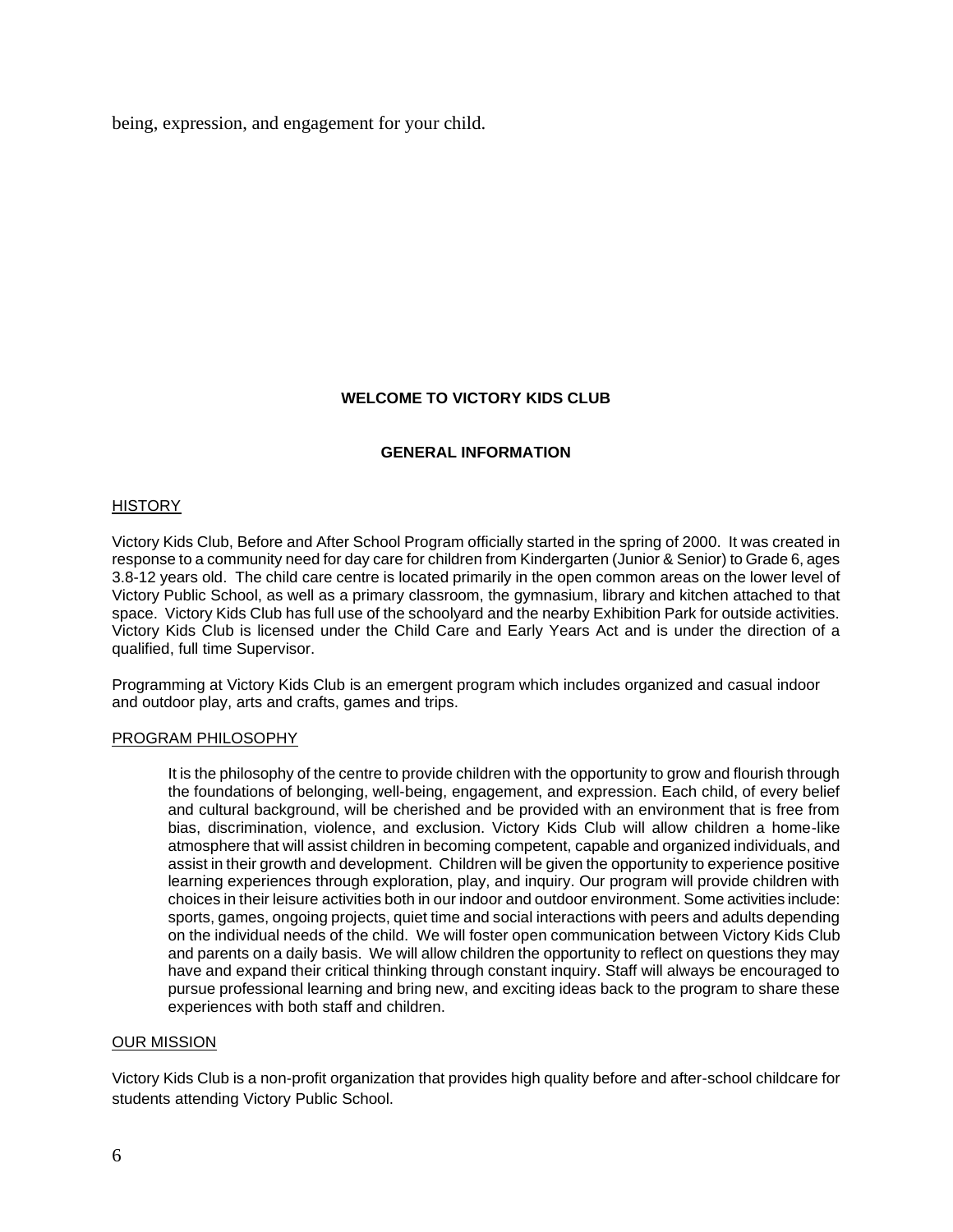being, expression, and engagement for your child.

**WELCOME TO VICTORY KIDS CLUB**

**GENERAL INFORMATION**

## HISTORY

Victory Kids Club, Before and After School Program officially started in the spring of 2000. It was created in response to a community need for day care for children from Kindergarten (Junior & Senior) to Grade 6, ages 3.8-12 years old. The child care centre is located primarily in the open common areas on the lower level of Victory Public School, as well as a primary classroom, the gymnasium, library and kitchen attached to that space. Victory Kids Club has full use of the schoolyard and the nearby Exhibition Park for outside activities. Victory Kids Club is licensed under the Child Care and Early Years Act and is under the direction of a qualified, full time Supervisor.

Programming at Victory Kids Club is an emergent program which includes organized and casual indoor and outdoor play, arts and crafts, games and trips.

## PROGRAM PHILOSOPHY

> It is the philosophy of the centre to provide children with the opportunity to grow and flourish through the foundations of belonging, well-being, engagement, and expression. Each child, of every belief and cultural background, will be cherished and be provided with an environment that is free from bias, discrimination, violence, and exclusion. Victory Kids Club will allow children a home-like atmosphere that will assist children in becoming competent, capable and organized individuals, and assist in their growth and development. Children will be given the opportunity to experience positive learning experiences through exploration, play, and inquiry. Our program will provide children with choices in their leisure activities both in our indoor and outdoor environment. Some activities include: sports, games, ongoing projects, quiet time and social interactions with peers and adults depending on the individual needs of the child. We will foster open communication between Victory Kids Club and parents on a daily basis. We will allow children the opportunity to reflect on questions they may have and expand their critical thinking through constant inquiry. Staff will always be encouraged to pursue professional learning and bring new, and exciting ideas back to the program to share these experiences with both staff and children.

## OUR MISSION

Victory Kids Club is a non-profit organization that provides high quality before and after-school childcare for students attending Victory Public School.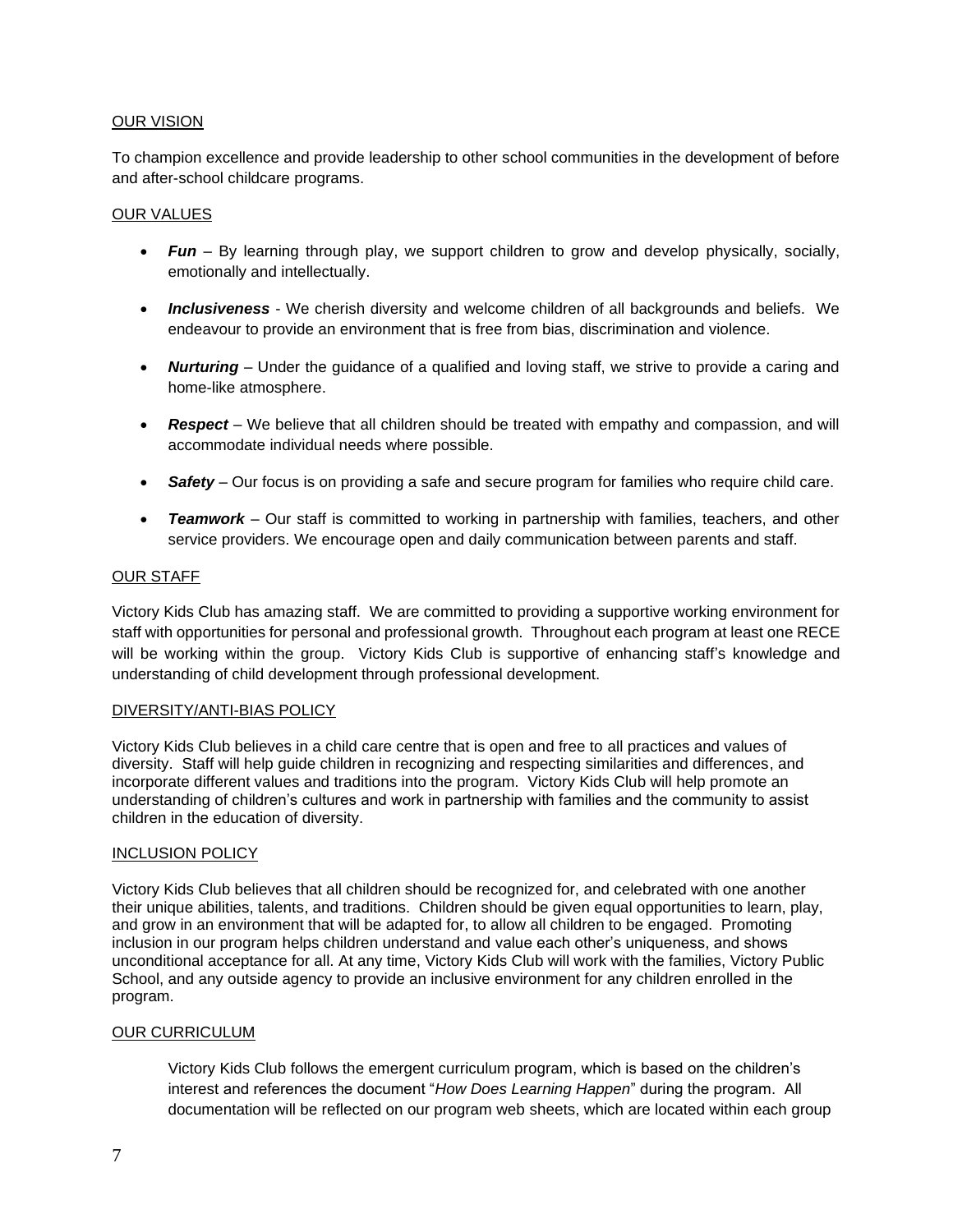## OUR VISION

To champion excellence and provide leadership to other school communities in the development of before and after-school childcare programs.

## OUR VALUES

- ***Fun*** – By learning through play, we support children to grow and develop physically, socially, emotionally and intellectually.
- ***Inclusiveness*** - We cherish diversity and welcome children of all backgrounds and beliefs. We endeavour to provide an environment that is free from bias, discrimination and violence.
- ***Nurturing*** – Under the guidance of a qualified and loving staff, we strive to provide a caring and home-like atmosphere.
- ***Respect*** – We believe that all children should be treated with empathy and compassion, and will accommodate individual needs where possible.
- ***Safety*** – Our focus is on providing a safe and secure program for families who require child care.
- ***Teamwork*** – Our staff is committed to working in partnership with families, teachers, and other service providers. We encourage open and daily communication between parents and staff.

## OUR STAFF

Victory Kids Club has amazing staff. We are committed to providing a supportive working environment for staff with opportunities for personal and professional growth. Throughout each program at least one RECE will be working within the group. Victory Kids Club is supportive of enhancing staff's knowledge and understanding of child development through professional development.

## DIVERSITY/ANTI-BIAS POLICY

Victory Kids Club believes in a child care centre that is open and free to all practices and values of diversity. Staff will help guide children in recognizing and respecting similarities and differences, and incorporate different values and traditions into the program. Victory Kids Club will help promote an understanding of children's cultures and work in partnership with families and the community to assist children in the education of diversity.

## INCLUSION POLICY

Victory Kids Club believes that all children should be recognized for, and celebrated with one another their unique abilities, talents, and traditions. Children should be given equal opportunities to learn, play, and grow in an environment that will be adapted for, to allow all children to be engaged. Promoting inclusion in our program helps children understand and value each other's uniqueness, and shows unconditional acceptance for all. At any time, Victory Kids Club will work with the families, Victory Public School, and any outside agency to provide an inclusive environment for any children enrolled in the program.

## OUR CURRICULUM

Victory Kids Club follows the emergent curriculum program, which is based on the children's interest and references the document "*How Does Learning Happen*" during the program. All documentation will be reflected on our program web sheets, which are located within each group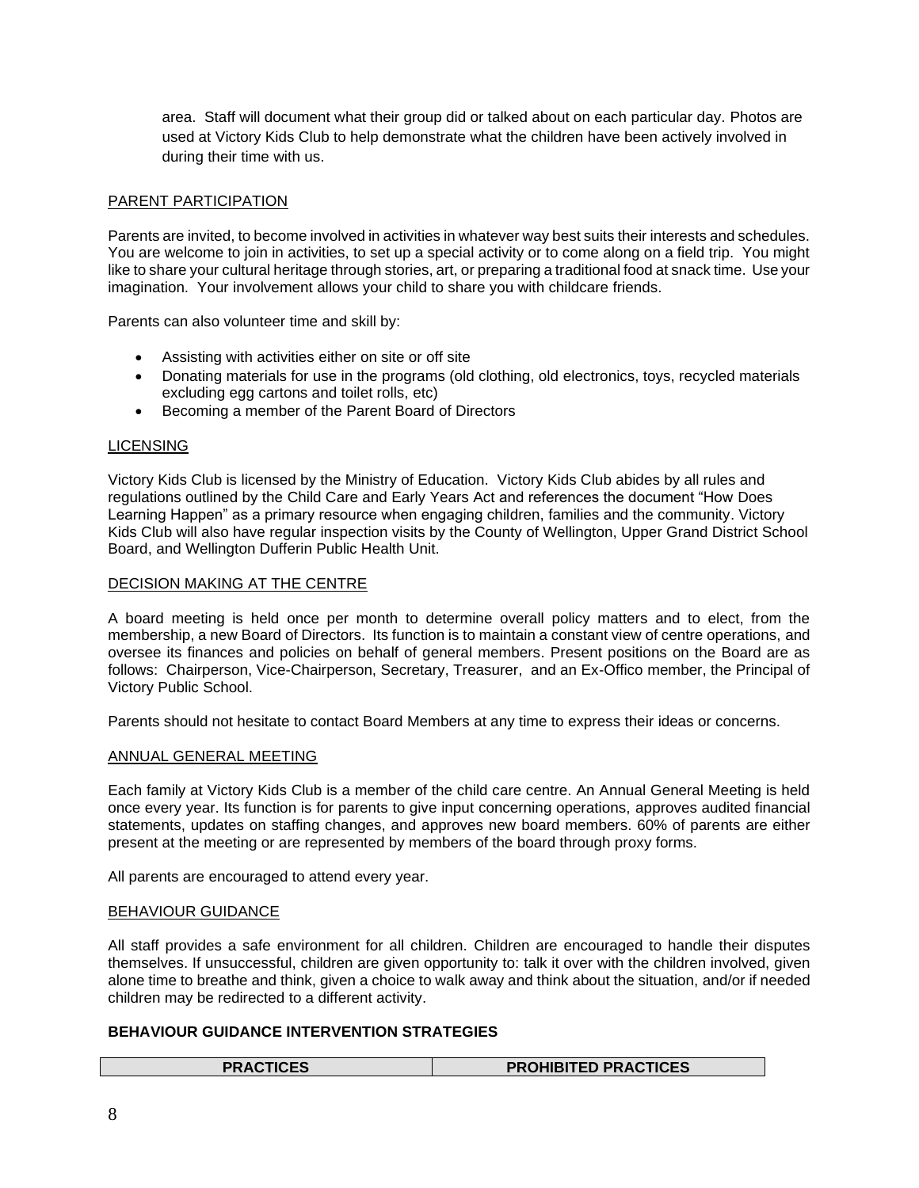area. Staff will document what their group did or talked about on each particular day. Photos are used at Victory Kids Club to help demonstrate what the children have been actively involved in during their time with us.

## PARENT PARTICIPATION

Parents are invited, to become involved in activities in whatever way best suits their interests and schedules. You are welcome to join in activities, to set up a special activity or to come along on a field trip. You might like to share your cultural heritage through stories, art, or preparing a traditional food at snack time. Use your imagination. Your involvement allows your child to share you with childcare friends.

Parents can also volunteer time and skill by:

- Assisting with activities either on site or off site
- Donating materials for use in the programs (old clothing, old electronics, toys, recycled materials excluding egg cartons and toilet rolls, etc)
- Becoming a member of the Parent Board of Directors

## LICENSING

Victory Kids Club is licensed by the Ministry of Education. Victory Kids Club abides by all rules and regulations outlined by the Child Care and Early Years Act and references the document "How Does Learning Happen" as a primary resource when engaging children, families and the community. Victory Kids Club will also have regular inspection visits by the County of Wellington, Upper Grand District School Board, and Wellington Dufferin Public Health Unit.

## DECISION MAKING AT THE CENTRE

A board meeting is held once per month to determine overall policy matters and to elect, from the membership, a new Board of Directors. Its function is to maintain a constant view of centre operations, and oversee its finances and policies on behalf of general members. Present positions on the Board are as follows: Chairperson, Vice-Chairperson, Secretary, Treasurer, and an Ex-Offico member, the Principal of Victory Public School.

Parents should not hesitate to contact Board Members at any time to express their ideas or concerns.

## ANNUAL GENERAL MEETING

Each family at Victory Kids Club is a member of the child care centre. An Annual General Meeting is held once every year. Its function is for parents to give input concerning operations, approves audited financial statements, updates on staffing changes, and approves new board members. 60% of parents are either present at the meeting or are represented by members of the board through proxy forms.

All parents are encouraged to attend every year.

## BEHAVIOUR GUIDANCE

All staff provides a safe environment for all children. Children are encouraged to handle their disputes themselves. If unsuccessful, children are given opportunity to: talk it over with the children involved, given alone time to breathe and think, given a choice to walk away and think about the situation, and/or if needed children may be redirected to a different activity.

**BEHAVIOUR GUIDANCE INTERVENTION STRATEGIES**

| PRACTICES | PROHIBITED PRACTICES |
| --- | --- |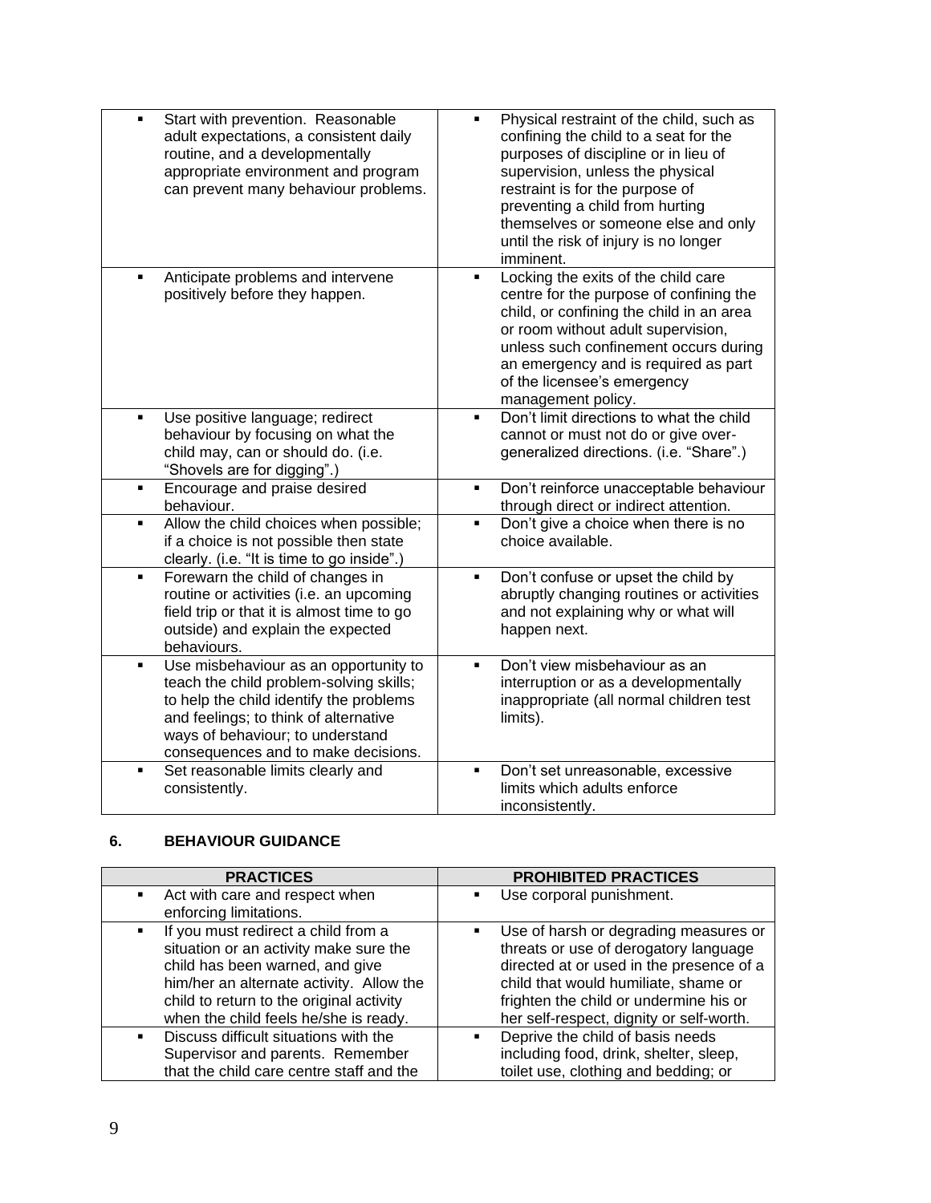| | |
|---|---|
| ▪ Start with prevention. Reasonable adult expectations, a consistent daily routine, and a developmentally appropriate environment and program can prevent many behaviour problems. | ▪ Physical restraint of the child, such as confining the child to a seat for the purposes of discipline or in lieu of supervision, unless the physical restraint is for the purpose of preventing a child from hurting themselves or someone else and only until the risk of injury is no longer imminent. |
| ▪ Anticipate problems and intervene positively before they happen. | ▪ Locking the exits of the child care centre for the purpose of confining the child, or confining the child in an area or room without adult supervision, unless such confinement occurs during an emergency and is required as part of the licensee's emergency management policy. |
| ▪ Use positive language; redirect behaviour by focusing on what the child may, can or should do. (i.e. "Shovels are for digging".) | ▪ Don't limit directions to what the child cannot or must not do or give over-generalized directions. (i.e. "Share".) |
| ▪ Encourage and praise desired behaviour. | ▪ Don't reinforce unacceptable behaviour through direct or indirect attention. |
| ▪ Allow the child choices when possible; if a choice is not possible then state clearly. (i.e. "It is time to go inside".) | ▪ Don't give a choice when there is no choice available. |
| ▪ Forewarn the child of changes in routine or activities (i.e. an upcoming field trip or that it is almost time to go outside) and explain the expected behaviours. | ▪ Don't confuse or upset the child by abruptly changing routines or activities and not explaining why or what will happen next. |
| ▪ Use misbehaviour as an opportunity to teach the child problem-solving skills; to help the child identify the problems and feelings; to think of alternative ways of behaviour; to understand consequences and to make decisions. | ▪ Don't view misbehaviour as an interruption or as a developmentally inappropriate (all normal children test limits). |
| ▪ Set reasonable limits clearly and consistently. | ▪ Don't set unreasonable, excessive limits which adults enforce inconsistently. |

## 6. BEHAVIOUR GUIDANCE

| PRACTICES | PROHIBITED PRACTICES |
|---|---|
| ▪ Act with care and respect when enforcing limitations. | ▪ Use corporal punishment. |
| ▪ If you must redirect a child from a situation or an activity make sure the child has been warned, and give him/her an alternate activity. Allow the child to return to the original activity when the child feels he/she is ready. | ▪ Use of harsh or degrading measures or threats or use of derogatory language directed at or used in the presence of a child that would humiliate, shame or frighten the child or undermine his or her self-respect, dignity or self-worth. |
| ▪ Discuss difficult situations with the Supervisor and parents. Remember that the child care centre staff and the | ▪ Deprive the child of basis needs including food, drink, shelter, sleep, toilet use, clothing and bedding; or |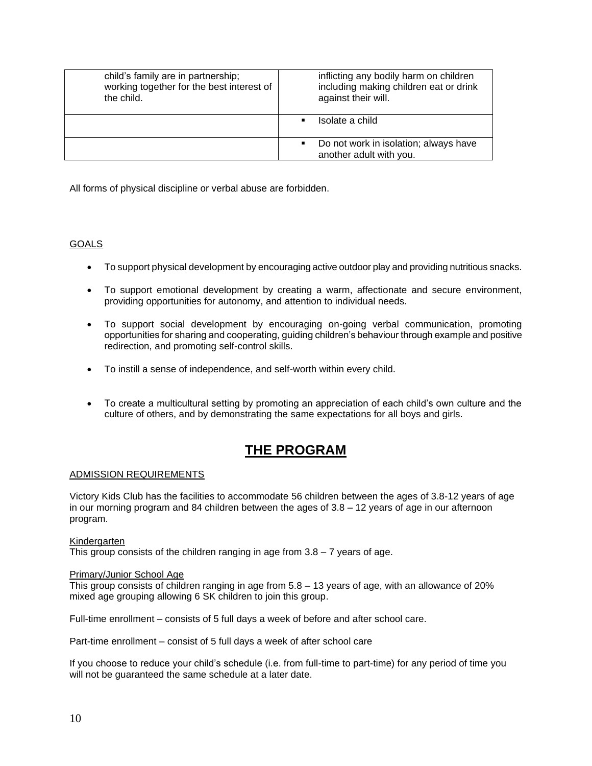| | |
|---|---|
| child's family are in partnership; working together for the best interest of the child. | inflicting any bodily harm on children including making children eat or drink against their will. |
| | ▪ Isolate a child |
| | ▪ Do not work in isolation; always have another adult with you. |

All forms of physical discipline or verbal abuse are forbidden.

GOALS

- To support physical development by encouraging active outdoor play and providing nutritious snacks.
- To support emotional development by creating a warm, affectionate and secure environment, providing opportunities for autonomy, and attention to individual needs.
- To support social development by encouraging on-going verbal communication, promoting opportunities for sharing and cooperating, guiding children's behaviour through example and positive redirection, and promoting self-control skills.
- To instill a sense of independence, and self-worth within every child.
- To create a multicultural setting by promoting an appreciation of each child's own culture and the culture of others, and by demonstrating the same expectations for all boys and girls.

# THE PROGRAM

ADMISSION REQUIREMENTS

Victory Kids Club has the facilities to accommodate 56 children between the ages of 3.8-12 years of age in our morning program and 84 children between the ages of 3.8 – 12 years of age in our afternoon program.

Kindergarten
This group consists of the children ranging in age from 3.8 – 7 years of age.

Primary/Junior School Age
This group consists of children ranging in age from 5.8 – 13 years of age, with an allowance of 20% mixed age grouping allowing 6 SK children to join this group.

Full-time enrollment – consists of 5 full days a week of before and after school care.

Part-time enrollment – consist of 5 full days a week of after school care

If you choose to reduce your child's schedule (i.e. from full-time to part-time) for any period of time you will not be guaranteed the same schedule at a later date.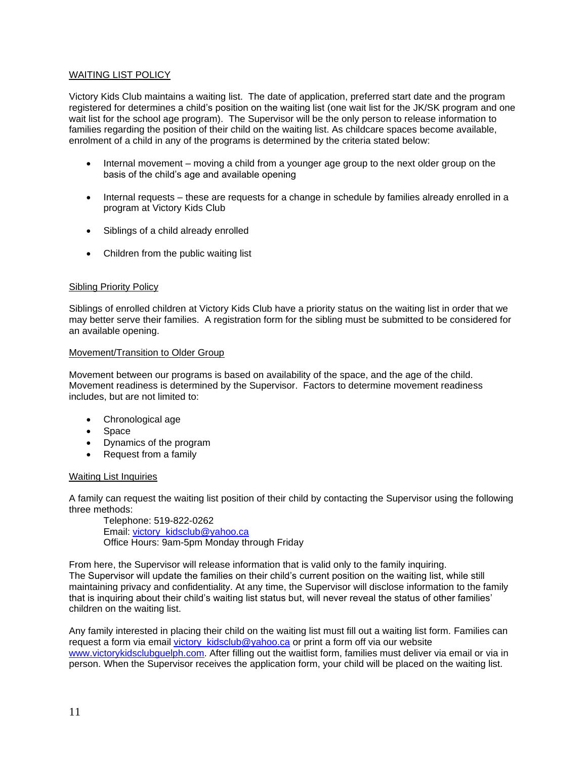## WAITING LIST POLICY

Victory Kids Club maintains a waiting list. The date of application, preferred start date and the program registered for determines a child's position on the waiting list (one wait list for the JK/SK program and one wait list for the school age program). The Supervisor will be the only person to release information to families regarding the position of their child on the waiting list. As childcare spaces become available, enrolment of a child in any of the programs is determined by the criteria stated below:

- Internal movement – moving a child from a younger age group to the next older group on the basis of the child's age and available opening
- Internal requests – these are requests for a change in schedule by families already enrolled in a program at Victory Kids Club
- Siblings of a child already enrolled
- Children from the public waiting list

### Sibling Priority Policy

Siblings of enrolled children at Victory Kids Club have a priority status on the waiting list in order that we may better serve their families. A registration form for the sibling must be submitted to be considered for an available opening.

### Movement/Transition to Older Group

Movement between our programs is based on availability of the space, and the age of the child. Movement readiness is determined by the Supervisor. Factors to determine movement readiness includes, but are not limited to:

- Chronological age
- Space
- Dynamics of the program
- Request from a family

### Waiting List Inquiries

A family can request the waiting list position of their child by contacting the Supervisor using the following three methods:

Telephone: 519-822-0262
Email: victory_kidsclub@yahoo.ca
Office Hours: 9am-5pm Monday through Friday

From here, the Supervisor will release information that is valid only to the family inquiring.
The Supervisor will update the families on their child's current position on the waiting list, while still maintaining privacy and confidentiality. At any time, the Supervisor will disclose information to the family that is inquiring about their child's waiting list status but, will never reveal the status of other families' children on the waiting list.

Any family interested in placing their child on the waiting list must fill out a waiting list form. Families can request a form via email victory_kidsclub@yahoo.ca or print a form off via our website www.victorykidsclubguelph.com. After filling out the waitlist form, families must deliver via email or via in person. When the Supervisor receives the application form, your child will be placed on the waiting list.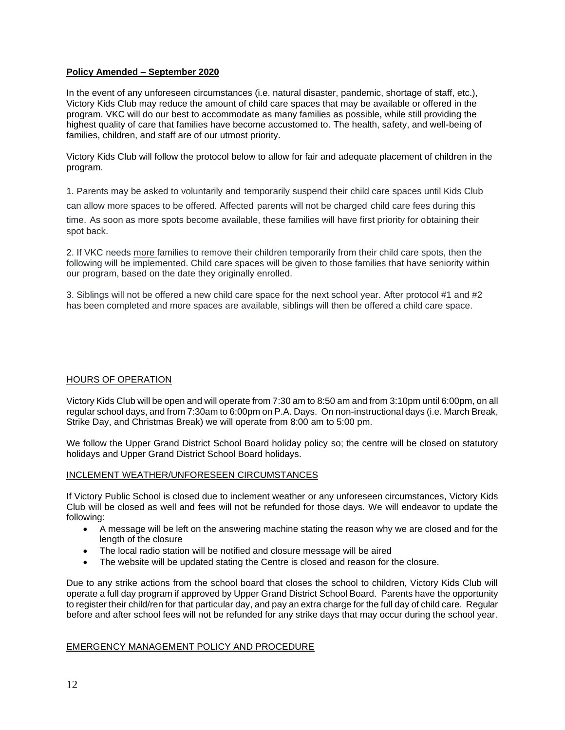**Policy Amended – September 2020**

In the event of any unforeseen circumstances (i.e. natural disaster, pandemic, shortage of staff, etc.), Victory Kids Club may reduce the amount of child care spaces that may be available or offered in the program. VKC will do our best to accommodate as many families as possible, while still providing the highest quality of care that families have become accustomed to. The health, safety, and well-being of families, children, and staff are of our utmost priority.

Victory Kids Club will follow the protocol below to allow for fair and adequate placement of children in the program.

1. Parents may be asked to voluntarily and temporarily suspend their child care spaces until Kids Club can allow more spaces to be offered. Affected parents will not be charged child care fees during this time. As soon as more spots become available, these families will have first priority for obtaining their spot back.

2. If VKC needs more families to remove their children temporarily from their child care spots, then the following will be implemented. Child care spaces will be given to those families that have seniority within our program, based on the date they originally enrolled.

3. Siblings will not be offered a new child care space for the next school year. After protocol #1 and #2 has been completed and more spaces are available, siblings will then be offered a child care space.

## HOURS OF OPERATION

Victory Kids Club will be open and will operate from 7:30 am to 8:50 am and from 3:10pm until 6:00pm, on all regular school days, and from 7:30am to 6:00pm on P.A. Days. On non-instructional days (i.e. March Break, Strike Day, and Christmas Break) we will operate from 8:00 am to 5:00 pm.

We follow the Upper Grand District School Board holiday policy so; the centre will be closed on statutory holidays and Upper Grand District School Board holidays.

## INCLEMENT WEATHER/UNFORESEEN CIRCUMSTANCES

If Victory Public School is closed due to inclement weather or any unforeseen circumstances, Victory Kids Club will be closed as well and fees will not be refunded for those days. We will endeavor to update the following:

- A message will be left on the answering machine stating the reason why we are closed and for the length of the closure
- The local radio station will be notified and closure message will be aired
- The website will be updated stating the Centre is closed and reason for the closure.

Due to any strike actions from the school board that closes the school to children, Victory Kids Club will operate a full day program if approved by Upper Grand District School Board. Parents have the opportunity to register their child/ren for that particular day, and pay an extra charge for the full day of child care. Regular before and after school fees will not be refunded for any strike days that may occur during the school year.

## EMERGENCY MANAGEMENT POLICY AND PROCEDURE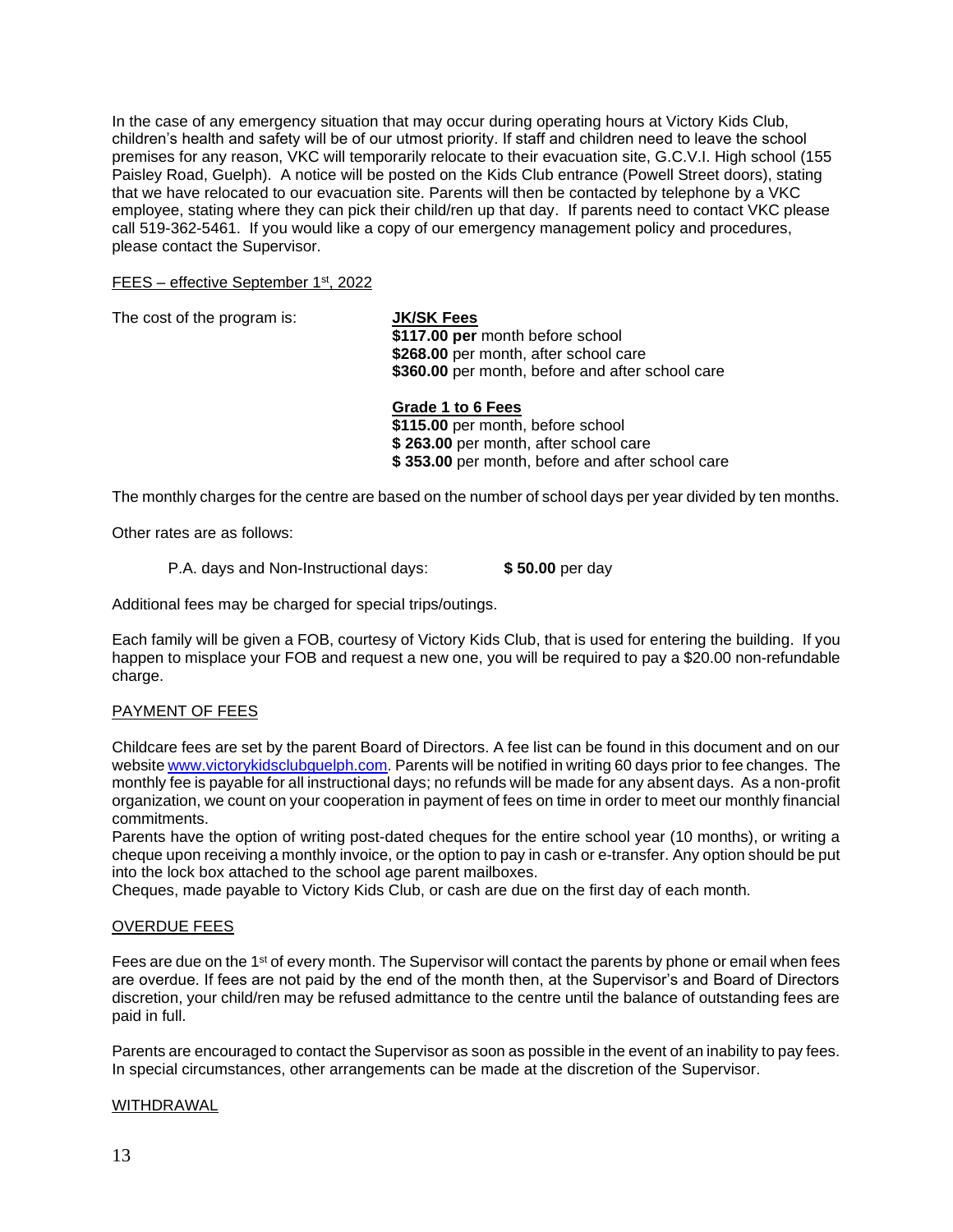In the case of any emergency situation that may occur during operating hours at Victory Kids Club, children's health and safety will be of our utmost priority. If staff and children need to leave the school premises for any reason, VKC will temporarily relocate to their evacuation site, G.C.V.I. High school (155 Paisley Road, Guelph). A notice will be posted on the Kids Club entrance (Powell Street doors), stating that we have relocated to our evacuation site. Parents will then be contacted by telephone by a VKC employee, stating where they can pick their child/ren up that day. If parents need to contact VKC please call 519-362-5461. If you would like a copy of our emergency management policy and procedures, please contact the Supervisor.

## FEES – effective September 1st, 2022

The cost of the program is:

**JK/SK Fees**
**$117.00 per** month before school
**$268.00** per month, after school care
**$360.00** per month, before and after school care

**Grade 1 to 6 Fees**
**$115.00** per month, before school
**$ 263.00** per month, after school care
**$ 353.00** per month, before and after school care

The monthly charges for the centre are based on the number of school days per year divided by ten months.

Other rates are as follows:

P.A. days and Non-Instructional days: **$ 50.00** per day

Additional fees may be charged for special trips/outings.

Each family will be given a FOB, courtesy of Victory Kids Club, that is used for entering the building. If you happen to misplace your FOB and request a new one, you will be required to pay a $20.00 non-refundable charge.

## PAYMENT OF FEES

Childcare fees are set by the parent Board of Directors. A fee list can be found in this document and on our website www.victorykidsclubguelph.com. Parents will be notified in writing 60 days prior to fee changes. The monthly fee is payable for all instructional days; no refunds will be made for any absent days. As a non-profit organization, we count on your cooperation in payment of fees on time in order to meet our monthly financial commitments.
Parents have the option of writing post-dated cheques for the entire school year (10 months), or writing a cheque upon receiving a monthly invoice, or the option to pay in cash or e-transfer. Any option should be put into the lock box attached to the school age parent mailboxes.
Cheques, made payable to Victory Kids Club, or cash are due on the first day of each month.

## OVERDUE FEES

Fees are due on the 1st of every month. The Supervisor will contact the parents by phone or email when fees are overdue. If fees are not paid by the end of the month then, at the Supervisor's and Board of Directors discretion, your child/ren may be refused admittance to the centre until the balance of outstanding fees are paid in full.

Parents are encouraged to contact the Supervisor as soon as possible in the event of an inability to pay fees. In special circumstances, other arrangements can be made at the discretion of the Supervisor.

## WITHDRAWAL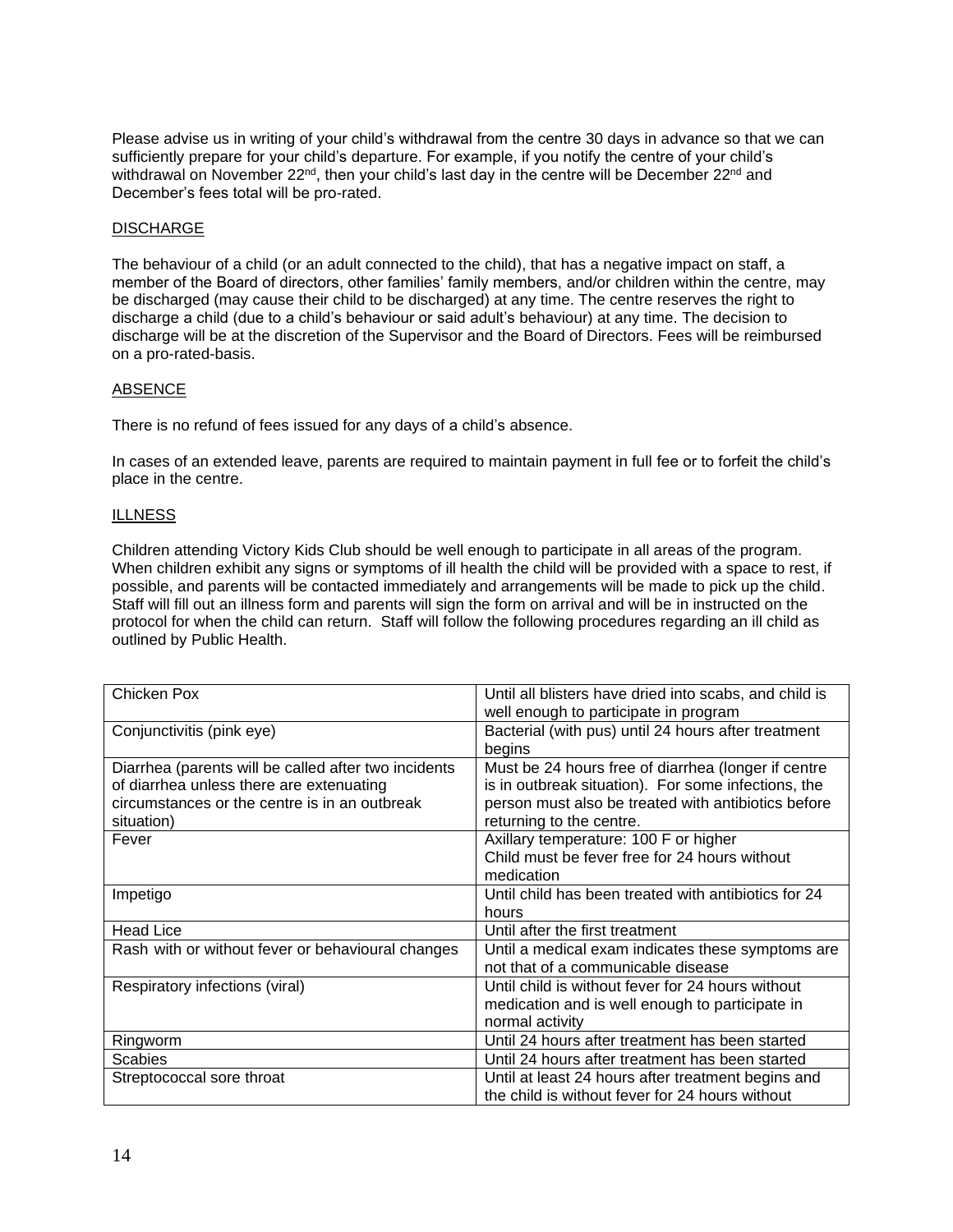Please advise us in writing of your child's withdrawal from the centre 30 days in advance so that we can sufficiently prepare for your child's departure. For example, if you notify the centre of your child's withdrawal on November 22nd, then your child's last day in the centre will be December 22nd and December's fees total will be pro-rated.

## DISCHARGE

The behaviour of a child (or an adult connected to the child), that has a negative impact on staff, a member of the Board of directors, other families' family members, and/or children within the centre, may be discharged (may cause their child to be discharged) at any time. The centre reserves the right to discharge a child (due to a child's behaviour or said adult's behaviour) at any time. The decision to discharge will be at the discretion of the Supervisor and the Board of Directors. Fees will be reimbursed on a pro-rated-basis.

## ABSENCE

There is no refund of fees issued for any days of a child's absence.

In cases of an extended leave, parents are required to maintain payment in full fee or to forfeit the child's place in the centre.

## ILLNESS

Children attending Victory Kids Club should be well enough to participate in all areas of the program. When children exhibit any signs or symptoms of ill health the child will be provided with a space to rest, if possible, and parents will be contacted immediately and arrangements will be made to pick up the child. Staff will fill out an illness form and parents will sign the form on arrival and will be in instructed on the protocol for when the child can return. Staff will follow the following procedures regarding an ill child as outlined by Public Health.

| | |
|---|---|
| Chicken Pox | Until all blisters have dried into scabs, and child is well enough to participate in program |
| Conjunctivitis (pink eye) | Bacterial (with pus) until 24 hours after treatment begins |
| Diarrhea (parents will be called after two incidents of diarrhea unless there are extenuating circumstances or the centre is in an outbreak situation) | Must be 24 hours free of diarrhea (longer if centre is in outbreak situation). For some infections, the person must also be treated with antibiotics before returning to the centre. |
| Fever | Axillary temperature: 100 F or higher<br>Child must be fever free for 24 hours without medication |
| Impetigo | Until child has been treated with antibiotics for 24 hours |
| Head Lice | Until after the first treatment |
| Rash with or without fever or behavioural changes | Until a medical exam indicates these symptoms are not that of a communicable disease |
| Respiratory infections (viral) | Until child is without fever for 24 hours without medication and is well enough to participate in normal activity |
| Ringworm | Until 24 hours after treatment has been started |
| Scabies | Until 24 hours after treatment has been started |
| Streptococcal sore throat | Until at least 24 hours after treatment begins and the child is without fever for 24 hours without |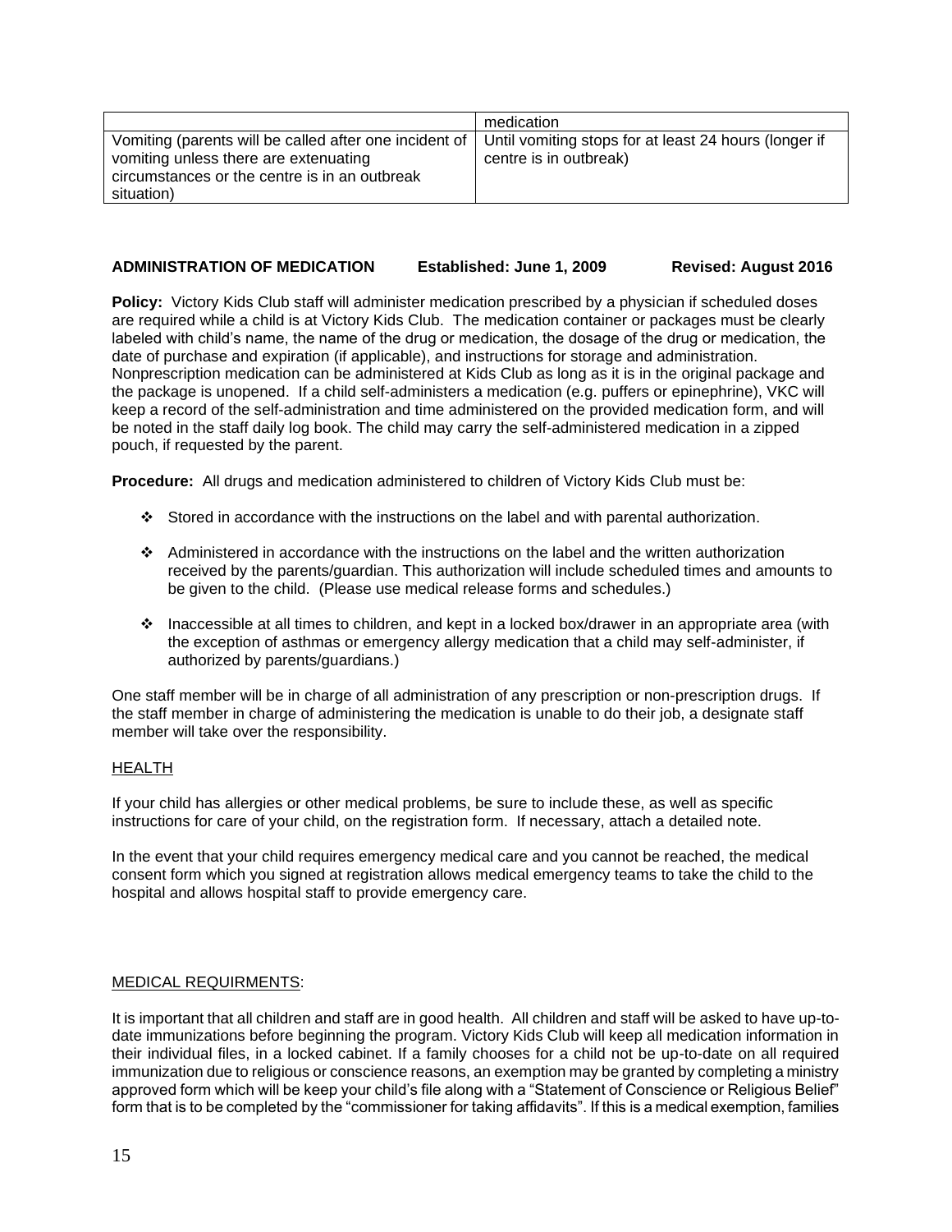| | |
|---|---|
| | medication |
| Vomiting (parents will be called after one incident of vomiting unless there are extenuating circumstances or the centre is in an outbreak situation) | Until vomiting stops for at least 24 hours (longer if centre is in outbreak) |

**ADMINISTRATION OF MEDICATION    Established: June 1, 2009    Revised: August 2016**

**Policy:** Victory Kids Club staff will administer medication prescribed by a physician if scheduled doses are required while a child is at Victory Kids Club. The medication container or packages must be clearly labeled with child's name, the name of the drug or medication, the dosage of the drug or medication, the date of purchase and expiration (if applicable), and instructions for storage and administration. Nonprescription medication can be administered at Kids Club as long as it is in the original package and the package is unopened. If a child self-administers a medication (e.g. puffers or epinephrine), VKC will keep a record of the self-administration and time administered on the provided medication form, and will be noted in the staff daily log book. The child may carry the self-administered medication in a zipped pouch, if requested by the parent.

**Procedure:** All drugs and medication administered to children of Victory Kids Club must be:

- Stored in accordance with the instructions on the label and with parental authorization.
- Administered in accordance with the instructions on the label and the written authorization received by the parents/guardian. This authorization will include scheduled times and amounts to be given to the child. (Please use medical release forms and schedules.)
- Inaccessible at all times to children, and kept in a locked box/drawer in an appropriate area (with the exception of asthmas or emergency allergy medication that a child may self-administer, if authorized by parents/guardians.)

One staff member will be in charge of all administration of any prescription or non-prescription drugs. If the staff member in charge of administering the medication is unable to do their job, a designate staff member will take over the responsibility.

<u>HEALTH</u>

If your child has allergies or other medical problems, be sure to include these, as well as specific instructions for care of your child, on the registration form. If necessary, attach a detailed note.

In the event that your child requires emergency medical care and you cannot be reached, the medical consent form which you signed at registration allows medical emergency teams to take the child to the hospital and allows hospital staff to provide emergency care.

<u>MEDICAL REQUIRMENTS</u>:

It is important that all children and staff are in good health. All children and staff will be asked to have up-to-date immunizations before beginning the program. Victory Kids Club will keep all medication information in their individual files, in a locked cabinet. If a family chooses for a child not be up-to-date on all required immunization due to religious or conscience reasons, an exemption may be granted by completing a ministry approved form which will be keep your child's file along with a "Statement of Conscience or Religious Belief" form that is to be completed by the "commissioner for taking affidavits". If this is a medical exemption, families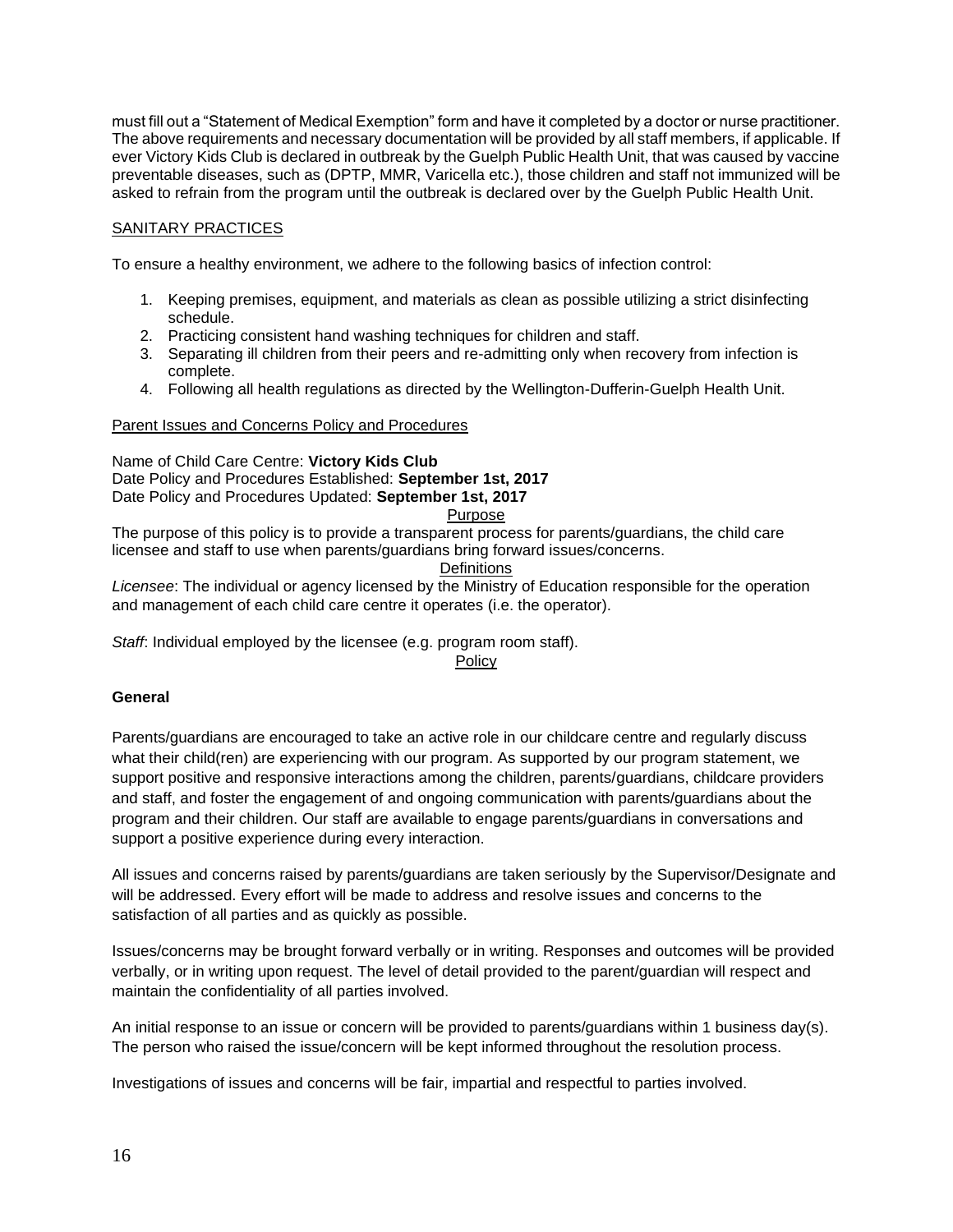must fill out a "Statement of Medical Exemption" form and have it completed by a doctor or nurse practitioner. The above requirements and necessary documentation will be provided by all staff members, if applicable. If ever Victory Kids Club is declared in outbreak by the Guelph Public Health Unit, that was caused by vaccine preventable diseases, such as (DPTP, MMR, Varicella etc.), those children and staff not immunized will be asked to refrain from the program until the outbreak is declared over by the Guelph Public Health Unit.

## SANITARY PRACTICES

To ensure a healthy environment, we adhere to the following basics of infection control:

1. Keeping premises, equipment, and materials as clean as possible utilizing a strict disinfecting schedule.
2. Practicing consistent hand washing techniques for children and staff.
3. Separating ill children from their peers and re-admitting only when recovery from infection is complete.
4. Following all health regulations as directed by the Wellington-Dufferin-Guelph Health Unit.

## Parent Issues and Concerns Policy and Procedures

Name of Child Care Centre: **Victory Kids Club**
Date Policy and Procedures Established: **September 1st, 2017**
Date Policy and Procedures Updated: **September 1st, 2017**

### Purpose

The purpose of this policy is to provide a transparent process for parents/guardians, the child care licensee and staff to use when parents/guardians bring forward issues/concerns.

### Definitions

*Licensee*: The individual or agency licensed by the Ministry of Education responsible for the operation and management of each child care centre it operates (i.e. the operator).

*Staff*: Individual employed by the licensee (e.g. program room staff).

### Policy

**General**

Parents/guardians are encouraged to take an active role in our childcare centre and regularly discuss what their child(ren) are experiencing with our program. As supported by our program statement, we support positive and responsive interactions among the children, parents/guardians, childcare providers and staff, and foster the engagement of and ongoing communication with parents/guardians about the program and their children. Our staff are available to engage parents/guardians in conversations and support a positive experience during every interaction.

All issues and concerns raised by parents/guardians are taken seriously by the Supervisor/Designate and will be addressed. Every effort will be made to address and resolve issues and concerns to the satisfaction of all parties and as quickly as possible.

Issues/concerns may be brought forward verbally or in writing. Responses and outcomes will be provided verbally, or in writing upon request. The level of detail provided to the parent/guardian will respect and maintain the confidentiality of all parties involved.

An initial response to an issue or concern will be provided to parents/guardians within 1 business day(s). The person who raised the issue/concern will be kept informed throughout the resolution process.

Investigations of issues and concerns will be fair, impartial and respectful to parties involved.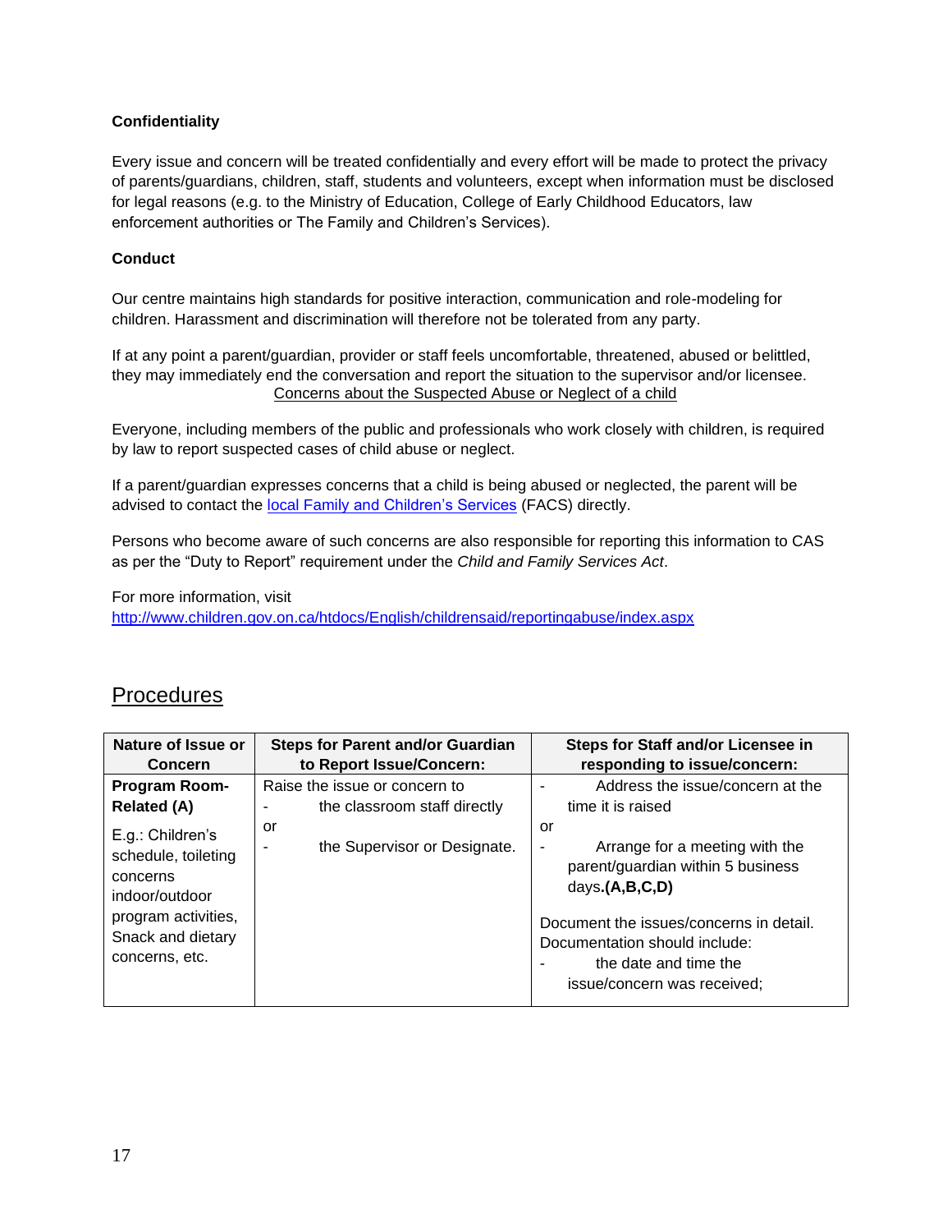**Confidentiality**

Every issue and concern will be treated confidentially and every effort will be made to protect the privacy of parents/guardians, children, staff, students and volunteers, except when information must be disclosed for legal reasons (e.g. to the Ministry of Education, College of Early Childhood Educators, law enforcement authorities or The Family and Children's Services).

**Conduct**

Our centre maintains high standards for positive interaction, communication and role-modeling for children. Harassment and discrimination will therefore not be tolerated from any party.

If at any point a parent/guardian, provider or staff feels uncomfortable, threatened, abused or belittled, they may immediately end the conversation and report the situation to the supervisor and/or licensee.

<u>Concerns about the Suspected Abuse or Neglect of a child</u>

Everyone, including members of the public and professionals who work closely with children, is required by law to report suspected cases of child abuse or neglect.

If a parent/guardian expresses concerns that a child is being abused or neglected, the parent will be advised to contact the local Family and Children's Services (FACS) directly.

Persons who become aware of such concerns are also responsible for reporting this information to CAS as per the "Duty to Report" requirement under the *Child and Family Services Act*.

For more information, visit
http://www.children.gov.on.ca/htdocs/English/childrensaid/reportingabuse/index.aspx

## Procedures

| Nature of Issue or Concern | Steps for Parent and/or Guardian to Report Issue/Concern: | Steps for Staff and/or Licensee in responding to issue/concern: |
|---|---|---|
| **Program Room-Related (A)**<br><br>E.g.: Children's schedule, toileting concerns indoor/outdoor program activities, Snack and dietary concerns, etc. | Raise the issue or concern to<br>- the classroom staff directly<br>or<br>- the Supervisor or Designate. | - Address the issue/concern at the time it is raised<br>or<br>- Arrange for a meeting with the parent/guardian within 5 business days **(A,B,C,D)**<br><br>Document the issues/concerns in detail. Documentation should include:<br>- the date and time the issue/concern was received; |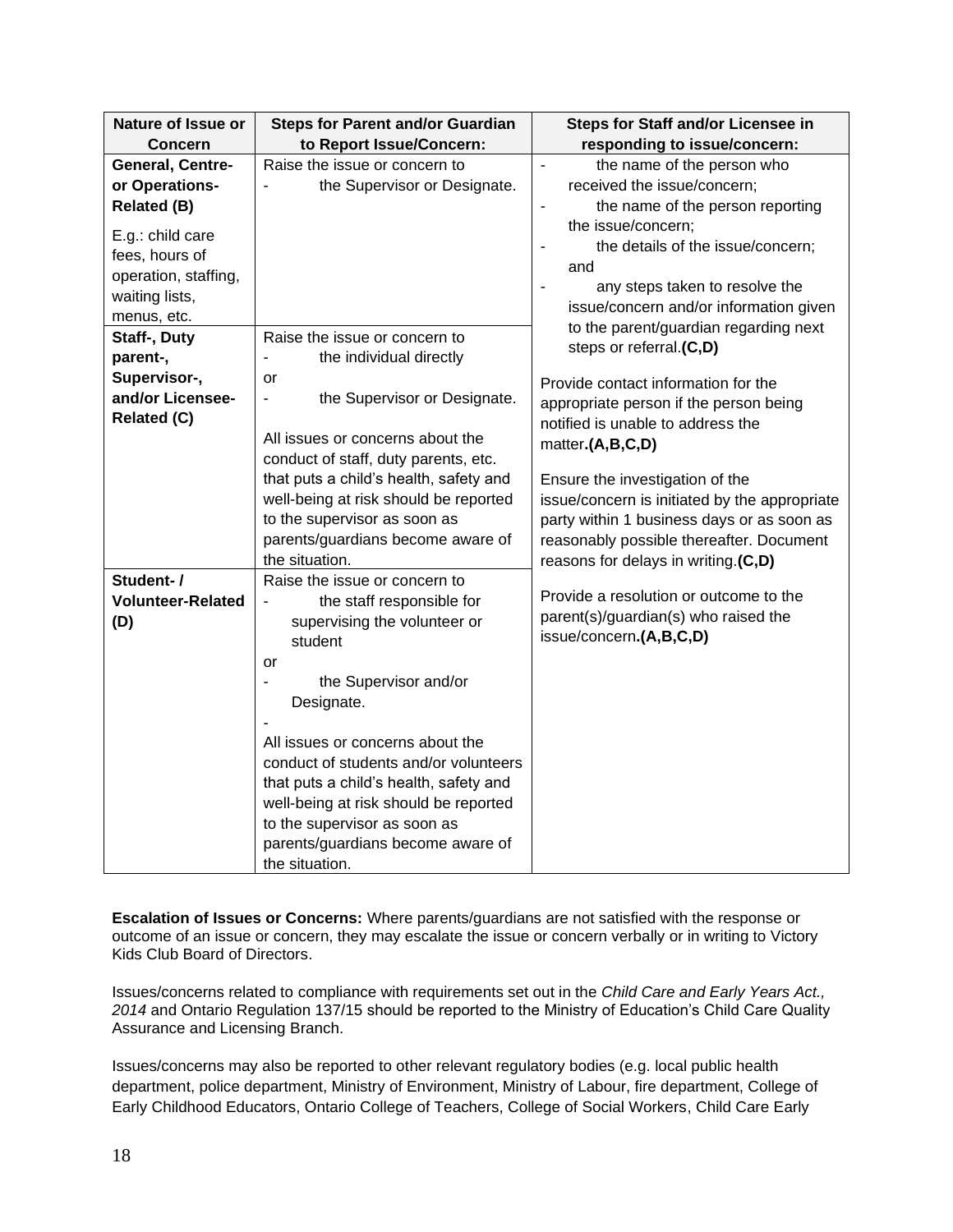| Nature of Issue or Concern | Steps for Parent and/or Guardian to Report Issue/Concern: | Steps for Staff and/or Licensee in responding to issue/concern: |
|---|---|---|
| **General, Centre- or Operations-Related (B)**<br><br>E.g.: child care fees, hours of operation, staffing, waiting lists, menus, etc. | Raise the issue or concern to<br>- the Supervisor or Designate. | - the name of the person who received the issue/concern;<br>- the name of the person reporting the issue/concern;<br>- the details of the issue/concern; and<br>- any steps taken to resolve the issue/concern and/or information given to the parent/guardian regarding next steps or referral.**(C,D)**<br><br>Provide contact information for the appropriate person if the person being notified is unable to address the matter**.(A,B,C,D)**<br><br>Ensure the investigation of the issue/concern is initiated by the appropriate party within 1 business days or as soon as reasonably possible thereafter. Document reasons for delays in writing.**(C,D)**<br><br>Provide a resolution or outcome to the parent(s)/guardian(s) who raised the issue/concern**.(A,B,C,D)** |
| **Staff-, Duty parent-, Supervisor-, and/or Licensee-Related (C)** | Raise the issue or concern to<br>- the individual directly<br>or<br>- the Supervisor or Designate.<br><br>All issues or concerns about the conduct of staff, duty parents, etc. that puts a child's health, safety and well-being at risk should be reported to the supervisor as soon as parents/guardians become aware of the situation. | |
| **Student- / Volunteer-Related (D)** | Raise the issue or concern to<br>- the staff responsible for supervising the volunteer or student<br>or<br>- the Supervisor and/or Designate.<br>-<br>All issues or concerns about the conduct of students and/or volunteers that puts a child's health, safety and well-being at risk should be reported to the supervisor as soon as parents/guardians become aware of the situation. | |

**Escalation of Issues or Concerns:** Where parents/guardians are not satisfied with the response or outcome of an issue or concern, they may escalate the issue or concern verbally or in writing to Victory Kids Club Board of Directors.

Issues/concerns related to compliance with requirements set out in the *Child Care and Early Years Act., 2014* and Ontario Regulation 137/15 should be reported to the Ministry of Education's Child Care Quality Assurance and Licensing Branch.

Issues/concerns may also be reported to other relevant regulatory bodies (e.g. local public health department, police department, Ministry of Environment, Ministry of Labour, fire department, College of Early Childhood Educators, Ontario College of Teachers, College of Social Workers, Child Care Early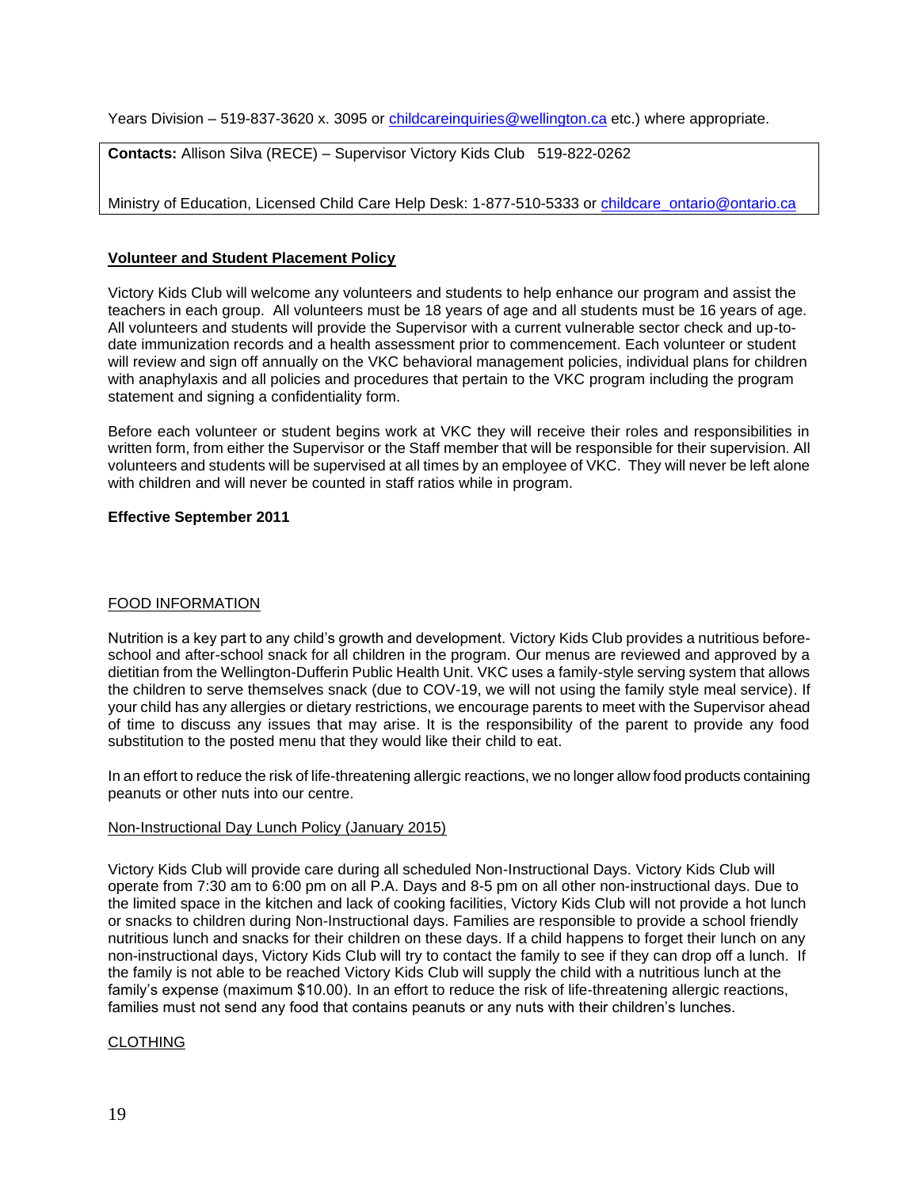Years Division – 519-837-3620 x. 3095 or childcareinquiries@wellington.ca etc.) where appropriate.

**Contacts:** Allison Silva (RECE) – Supervisor Victory Kids Club 519-822-0262

Ministry of Education, Licensed Child Care Help Desk: 1-877-510-5333 or childcare_ontario@ontario.ca

## Volunteer and Student Placement Policy

Victory Kids Club will welcome any volunteers and students to help enhance our program and assist the teachers in each group. All volunteers must be 18 years of age and all students must be 16 years of age. All volunteers and students will provide the Supervisor with a current vulnerable sector check and up-to-date immunization records and a health assessment prior to commencement. Each volunteer or student will review and sign off annually on the VKC behavioral management policies, individual plans for children with anaphylaxis and all policies and procedures that pertain to the VKC program including the program statement and signing a confidentiality form.

Before each volunteer or student begins work at VKC they will receive their roles and responsibilities in written form, from either the Supervisor or the Staff member that will be responsible for their supervision. All volunteers and students will be supervised at all times by an employee of VKC. They will never be left alone with children and will never be counted in staff ratios while in program.

**Effective September 2011**

## FOOD INFORMATION

Nutrition is a key part to any child's growth and development. Victory Kids Club provides a nutritious before-school and after-school snack for all children in the program. Our menus are reviewed and approved by a dietitian from the Wellington-Dufferin Public Health Unit. VKC uses a family-style serving system that allows the children to serve themselves snack (due to COV-19, we will not using the family style meal service). If your child has any allergies or dietary restrictions, we encourage parents to meet with the Supervisor ahead of time to discuss any issues that may arise. It is the responsibility of the parent to provide any food substitution to the posted menu that they would like their child to eat.

In an effort to reduce the risk of life-threatening allergic reactions, we no longer allow food products containing peanuts or other nuts into our centre.

### Non-Instructional Day Lunch Policy (January 2015)

Victory Kids Club will provide care during all scheduled Non-Instructional Days. Victory Kids Club will operate from 7:30 am to 6:00 pm on all P.A. Days and 8-5 pm on all other non-instructional days. Due to the limited space in the kitchen and lack of cooking facilities, Victory Kids Club will not provide a hot lunch or snacks to children during Non-Instructional days. Families are responsible to provide a school friendly nutritious lunch and snacks for their children on these days. If a child happens to forget their lunch on any non-instructional days, Victory Kids Club will try to contact the family to see if they can drop off a lunch. If the family is not able to be reached Victory Kids Club will supply the child with a nutritious lunch at the family's expense (maximum $10.00). In an effort to reduce the risk of life-threatening allergic reactions, families must not send any food that contains peanuts or any nuts with their children's lunches.

## CLOTHING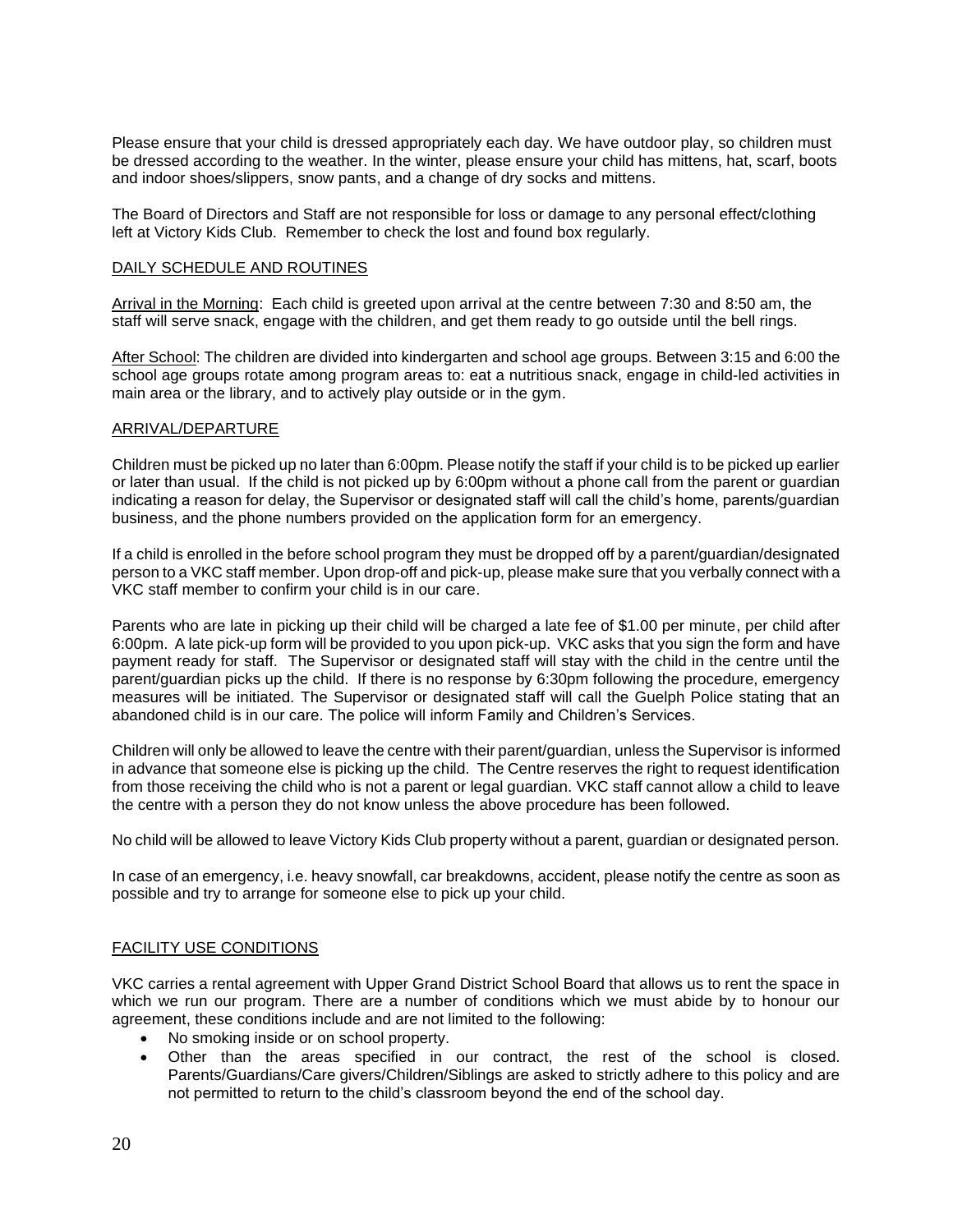Please ensure that your child is dressed appropriately each day. We have outdoor play, so children must be dressed according to the weather. In the winter, please ensure your child has mittens, hat, scarf, boots and indoor shoes/slippers, snow pants, and a change of dry socks and mittens.

The Board of Directors and Staff are not responsible for loss or damage to any personal effect/clothing left at Victory Kids Club. Remember to check the lost and found box regularly.

## DAILY SCHEDULE AND ROUTINES

Arrival in the Morning: Each child is greeted upon arrival at the centre between 7:30 and 8:50 am, the staff will serve snack, engage with the children, and get them ready to go outside until the bell rings.

After School: The children are divided into kindergarten and school age groups. Between 3:15 and 6:00 the school age groups rotate among program areas to: eat a nutritious snack, engage in child-led activities in main area or the library, and to actively play outside or in the gym.

## ARRIVAL/DEPARTURE

Children must be picked up no later than 6:00pm. Please notify the staff if your child is to be picked up earlier or later than usual. If the child is not picked up by 6:00pm without a phone call from the parent or guardian indicating a reason for delay, the Supervisor or designated staff will call the child's home, parents/guardian business, and the phone numbers provided on the application form for an emergency.

If a child is enrolled in the before school program they must be dropped off by a parent/guardian/designated person to a VKC staff member. Upon drop-off and pick-up, please make sure that you verbally connect with a VKC staff member to confirm your child is in our care.

Parents who are late in picking up their child will be charged a late fee of $1.00 per minute, per child after 6:00pm. A late pick-up form will be provided to you upon pick-up. VKC asks that you sign the form and have payment ready for staff. The Supervisor or designated staff will stay with the child in the centre until the parent/guardian picks up the child. If there is no response by 6:30pm following the procedure, emergency measures will be initiated. The Supervisor or designated staff will call the Guelph Police stating that an abandoned child is in our care. The police will inform Family and Children's Services.

Children will only be allowed to leave the centre with their parent/guardian, unless the Supervisor is informed in advance that someone else is picking up the child. The Centre reserves the right to request identification from those receiving the child who is not a parent or legal guardian. VKC staff cannot allow a child to leave the centre with a person they do not know unless the above procedure has been followed.

No child will be allowed to leave Victory Kids Club property without a parent, guardian or designated person.

In case of an emergency, i.e. heavy snowfall, car breakdowns, accident, please notify the centre as soon as possible and try to arrange for someone else to pick up your child.

## FACILITY USE CONDITIONS

VKC carries a rental agreement with Upper Grand District School Board that allows us to rent the space in which we run our program. There are a number of conditions which we must abide by to honour our agreement, these conditions include and are not limited to the following:

- No smoking inside or on school property.
- Other than the areas specified in our contract, the rest of the school is closed. Parents/Guardians/Care givers/Children/Siblings are asked to strictly adhere to this policy and are not permitted to return to the child's classroom beyond the end of the school day.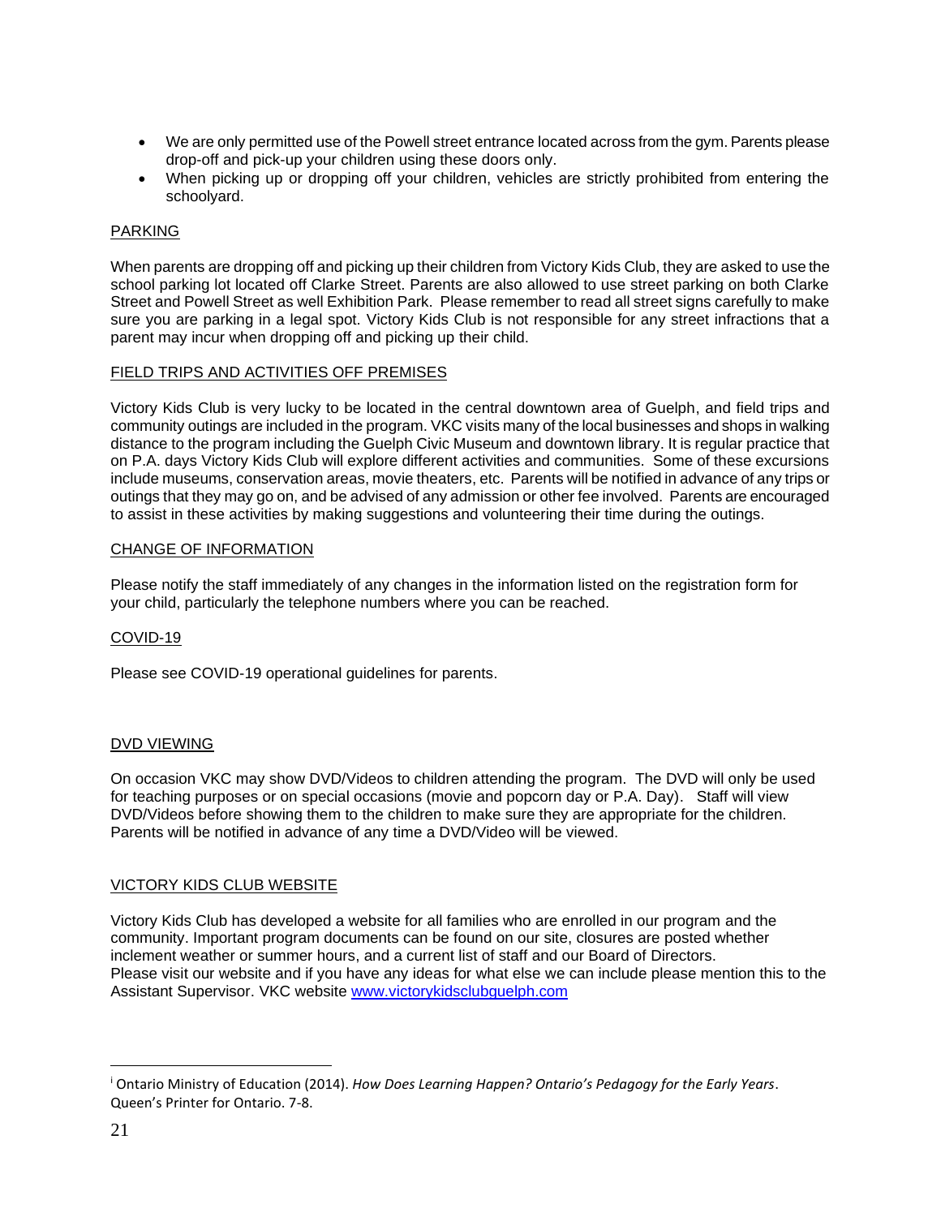- We are only permitted use of the Powell street entrance located across from the gym. Parents please drop-off and pick-up your children using these doors only.
- When picking up or dropping off your children, vehicles are strictly prohibited from entering the schoolyard.

## PARKING

When parents are dropping off and picking up their children from Victory Kids Club, they are asked to use the school parking lot located off Clarke Street. Parents are also allowed to use street parking on both Clarke Street and Powell Street as well Exhibition Park. Please remember to read all street signs carefully to make sure you are parking in a legal spot. Victory Kids Club is not responsible for any street infractions that a parent may incur when dropping off and picking up their child.

## FIELD TRIPS AND ACTIVITIES OFF PREMISES

Victory Kids Club is very lucky to be located in the central downtown area of Guelph, and field trips and community outings are included in the program. VKC visits many of the local businesses and shops in walking distance to the program including the Guelph Civic Museum and downtown library. It is regular practice that on P.A. days Victory Kids Club will explore different activities and communities. Some of these excursions include museums, conservation areas, movie theaters, etc. Parents will be notified in advance of any trips or outings that they may go on, and be advised of any admission or other fee involved. Parents are encouraged to assist in these activities by making suggestions and volunteering their time during the outings.

## CHANGE OF INFORMATION

Please notify the staff immediately of any changes in the information listed on the registration form for your child, particularly the telephone numbers where you can be reached.

## COVID-19

Please see COVID-19 operational guidelines for parents.

## DVD VIEWING

On occasion VKC may show DVD/Videos to children attending the program. The DVD will only be used for teaching purposes or on special occasions (movie and popcorn day or P.A. Day). Staff will view DVD/Videos before showing them to the children to make sure they are appropriate for the children. Parents will be notified in advance of any time a DVD/Video will be viewed.

## VICTORY KIDS CLUB WEBSITE

Victory Kids Club has developed a website for all families who are enrolled in our program and the community. Important program documents can be found on our site, closures are posted whether inclement weather or summer hours, and a current list of staff and our Board of Directors.
Please visit our website and if you have any ideas for what else we can include please mention this to the Assistant Supervisor. VKC website [www.victorykidsclubguelph.com](http://www.victorykidsclubguelph.com)

---

[i] Ontario Ministry of Education (2014). *How Does Learning Happen? Ontario's Pedagogy for the Early Years*. Queen's Printer for Ontario. 7-8.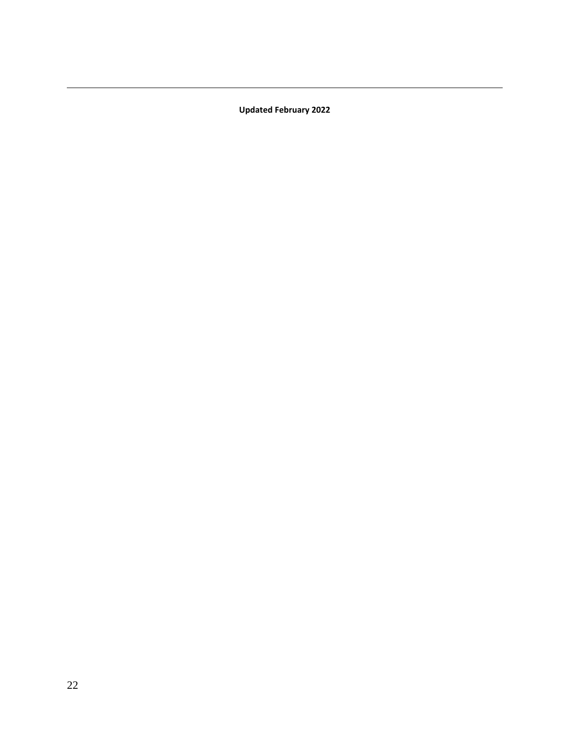---

**Updated February 2022**